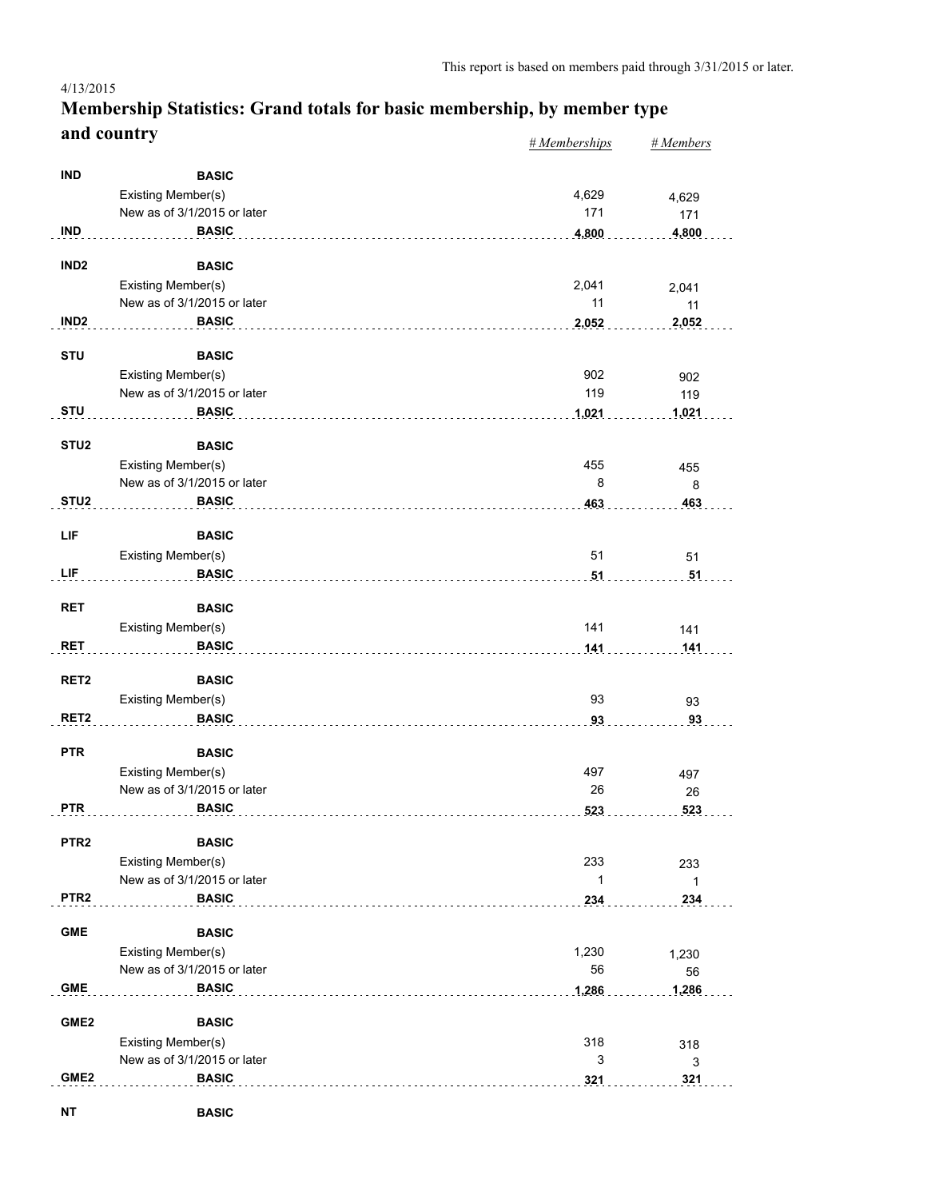This report is based on members paid through 3/31/2015 or later.

4/13/2015

# Membership Statistics: Grand totals for basic membership, by member type and country

| | | | *# Memberships* | *# Members* |
|---|---|---|---|---|
| **IND** | **BASIC** | | | |
| | Existing Member(s) | | 4,629 | 4,629 |
| | New as of 3/1/2015 or later | | 171 | 171 |
| **IND** | **BASIC** | | **4,800** | **4,800** |
| **IND2** | **BASIC** | | | |
| | Existing Member(s) | | 2,041 | 2,041 |
| | New as of 3/1/2015 or later | | 11 | 11 |
| **IND2** | **BASIC** | | **2,052** | **2,052** |
| **STU** | **BASIC** | | | |
| | Existing Member(s) | | 902 | 902 |
| | New as of 3/1/2015 or later | | 119 | 119 |
| **STU** | **BASIC** | | **1,021** | **1,021** |
| **STU2** | **BASIC** | | | |
| | Existing Member(s) | | 455 | 455 |
| | New as of 3/1/2015 or later | | 8 | 8 |
| **STU2** | **BASIC** | | **463** | **463** |
| **LIF** | **BASIC** | | | |
| | Existing Member(s) | | 51 | 51 |
| **LIF** | **BASIC** | | **51** | **51** |
| **RET** | **BASIC** | | | |
| | Existing Member(s) | | 141 | 141 |
| **RET** | **BASIC** | | **141** | **141** |
| **RET2** | **BASIC** | | | |
| | Existing Member(s) | | 93 | 93 |
| **RET2** | **BASIC** | | **93** | **93** |
| **PTR** | **BASIC** | | | |
| | Existing Member(s) | | 497 | 497 |
| | New as of 3/1/2015 or later | | 26 | 26 |
| **PTR** | **BASIC** | | **523** | **523** |
| **PTR2** | **BASIC** | | | |
| | Existing Member(s) | | 233 | 233 |
| | New as of 3/1/2015 or later | | 1 | 1 |
| **PTR2** | **BASIC** | | **234** | **234** |
| **GME** | **BASIC** | | | |
| | Existing Member(s) | | 1,230 | 1,230 |
| | New as of 3/1/2015 or later | | 56 | 56 |
| **GME** | **BASIC** | | **1,286** | **1,286** |
| **GME2** | **BASIC** | | | |
| | Existing Member(s) | | 318 | 318 |
| | New as of 3/1/2015 or later | | 3 | 3 |
| **GME2** | **BASIC** | | **321** | **321** |
| **NT** | **BASIC** | | | |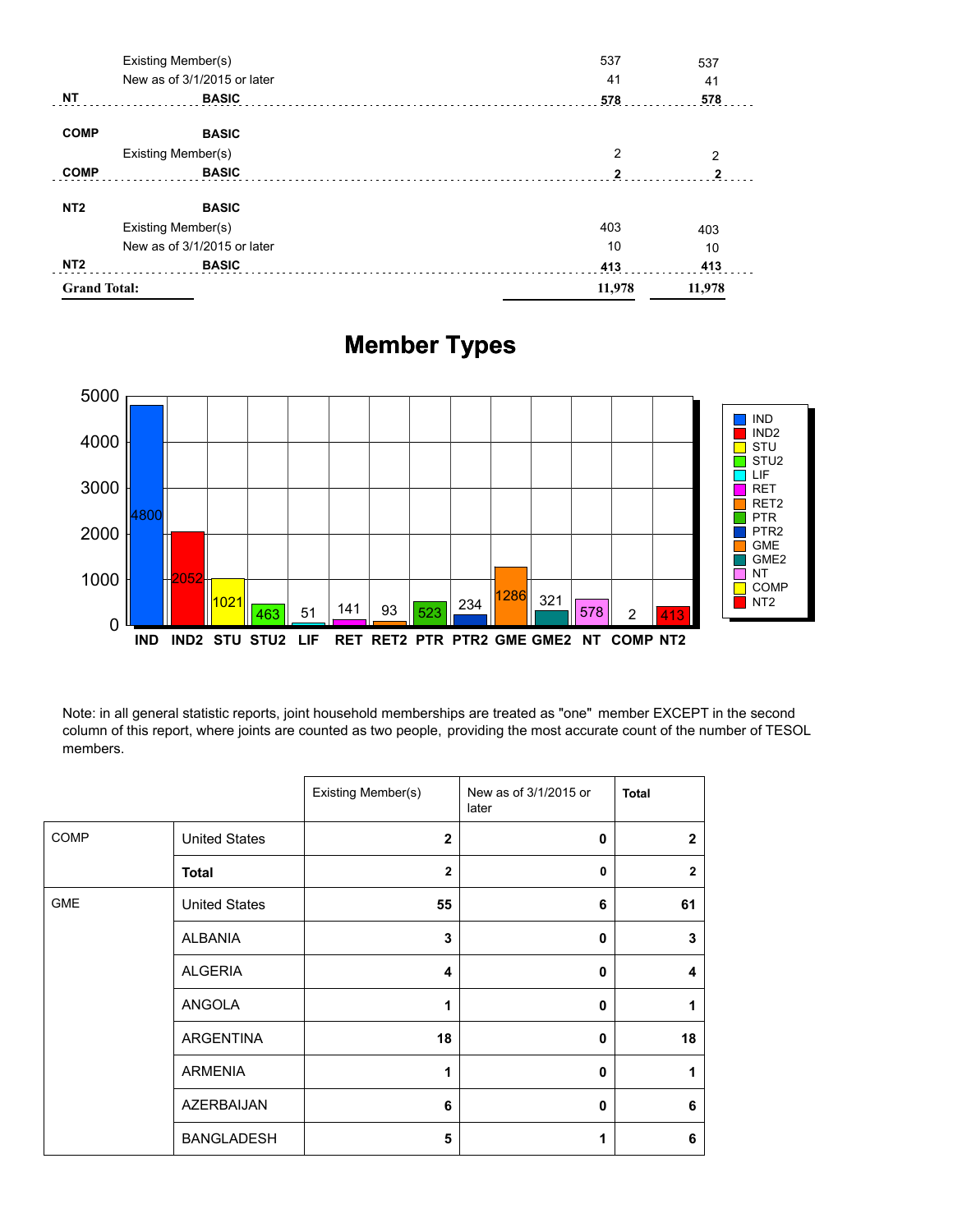|  |  |  |  |
|---|---|---|---|
|  | Existing Member(s) | 537 | 537 |
|  | New as of 3/1/2015 or later | 41 | 41 |
| **NT** | **BASIC** | **578** | **578** |
| **COMP** | **BASIC** |  |  |
|  | Existing Member(s) | 2 | 2 |
| **COMP** | **BASIC** | **2** | **2** |
| **NT2** | **BASIC** |  |  |
|  | Existing Member(s) | 403 | 403 |
|  | New as of 3/1/2015 or later | 10 | 10 |
| **NT2** | **BASIC** | **413** | **413** |
| **Grand Total:** |  | **11,978** | **11,978** |

## Member Types

| Member Type | Count |
|---|---|
| IND | 4800 |
| IND2 | 2052 |
| STU | 1021 |
| STU2 | 463 |
| LIF | 51 |
| RET | 141 |
| RET2 | 93 |
| PTR | 523 |
| PTR2 | 234 |
| GME | 1286 |
| GME2 | 321 |
| NT | 578 |
| COMP | 2 |
| NT2 | 413 |

Note: in all general statistic reports, joint household memberships are treated as "one" member EXCEPT in the second column of this report, where joints are counted as two people, providing the most accurate count of the number of TESOL members.

|  |  | Existing Member(s) | New as of 3/1/2015 or later | **Total** |
|---|---|---|---|---|
| COMP | United States | **2** | **0** | **2** |
|  | **Total** | **2** | **0** | **2** |
| GME | United States | **55** | **6** | **61** |
|  | ALBANIA | **3** | **0** | **3** |
|  | ALGERIA | **4** | **0** | **4** |
|  | ANGOLA | **1** | **0** | **1** |
|  | ARGENTINA | **18** | **0** | **18** |
|  | ARMENIA | **1** | **0** | **1** |
|  | AZERBAIJAN | **6** | **0** | **6** |
|  | BANGLADESH | **5** | **1** | **6** |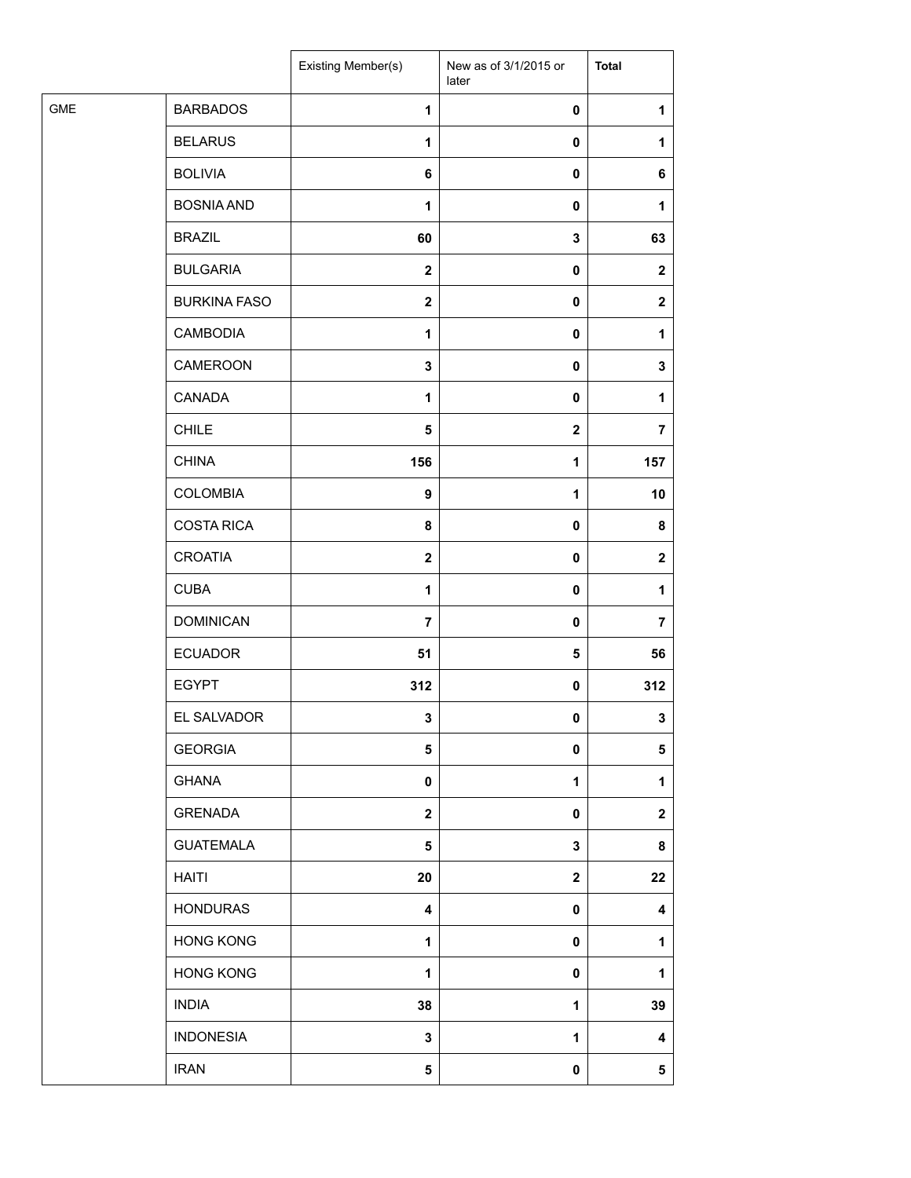| | | Existing Member(s) | New as of 3/1/2015 or later | **Total** |
|---|---|---|---|---|
| GME | BARBADOS | **1** | **0** | **1** |
| | BELARUS | **1** | **0** | **1** |
| | BOLIVIA | **6** | **0** | **6** |
| | BOSNIA AND | **1** | **0** | **1** |
| | BRAZIL | **60** | **3** | **63** |
| | BULGARIA | **2** | **0** | **2** |
| | BURKINA FASO | **2** | **0** | **2** |
| | CAMBODIA | **1** | **0** | **1** |
| | CAMEROON | **3** | **0** | **3** |
| | CANADA | **1** | **0** | **1** |
| | CHILE | **5** | **2** | **7** |
| | CHINA | **156** | **1** | **157** |
| | COLOMBIA | **9** | **1** | **10** |
| | COSTA RICA | **8** | **0** | **8** |
| | CROATIA | **2** | **0** | **2** |
| | CUBA | **1** | **0** | **1** |
| | DOMINICAN | **7** | **0** | **7** |
| | ECUADOR | **51** | **5** | **56** |
| | EGYPT | **312** | **0** | **312** |
| | EL SALVADOR | **3** | **0** | **3** |
| | GEORGIA | **5** | **0** | **5** |
| | GHANA | **0** | **1** | **1** |
| | GRENADA | **2** | **0** | **2** |
| | GUATEMALA | **5** | **3** | **8** |
| | HAITI | **20** | **2** | **22** |
| | HONDURAS | **4** | **0** | **4** |
| | HONG KONG | **1** | **0** | **1** |
| | HONG KONG | **1** | **0** | **1** |
| | INDIA | **38** | **1** | **39** |
| | INDONESIA | **3** | **1** | **4** |
| | IRAN | **5** | **0** | **5** |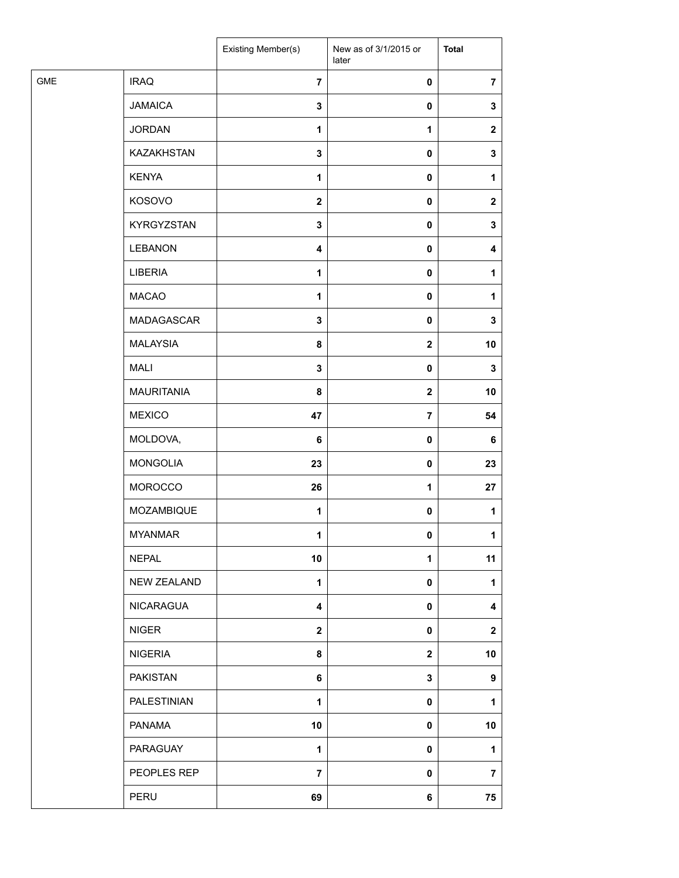| | | Existing Member(s) | New as of 3/1/2015 or later | **Total** |
|---|---|---|---|---|
| GME | IRAQ | **7** | **0** | **7** |
| | JAMAICA | **3** | **0** | **3** |
| | JORDAN | **1** | **1** | **2** |
| | KAZAKHSTAN | **3** | **0** | **3** |
| | KENYA | **1** | **0** | **1** |
| | KOSOVO | **2** | **0** | **2** |
| | KYRGYZSTAN | **3** | **0** | **3** |
| | LEBANON | **4** | **0** | **4** |
| | LIBERIA | **1** | **0** | **1** |
| | MACAO | **1** | **0** | **1** |
| | MADAGASCAR | **3** | **0** | **3** |
| | MALAYSIA | **8** | **2** | **10** |
| | MALI | **3** | **0** | **3** |
| | MAURITANIA | **8** | **2** | **10** |
| | MEXICO | **47** | **7** | **54** |
| | MOLDOVA, | **6** | **0** | **6** |
| | MONGOLIA | **23** | **0** | **23** |
| | MOROCCO | **26** | **1** | **27** |
| | MOZAMBIQUE | **1** | **0** | **1** |
| | MYANMAR | **1** | **0** | **1** |
| | NEPAL | **10** | **1** | **11** |
| | NEW ZEALAND | **1** | **0** | **1** |
| | NICARAGUA | **4** | **0** | **4** |
| | NIGER | **2** | **0** | **2** |
| | NIGERIA | **8** | **2** | **10** |
| | PAKISTAN | **6** | **3** | **9** |
| | PALESTINIAN | **1** | **0** | **1** |
| | PANAMA | **10** | **0** | **10** |
| | PARAGUAY | **1** | **0** | **1** |
| | PEOPLES REP | **7** | **0** | **7** |
| | PERU | **69** | **6** | **75** |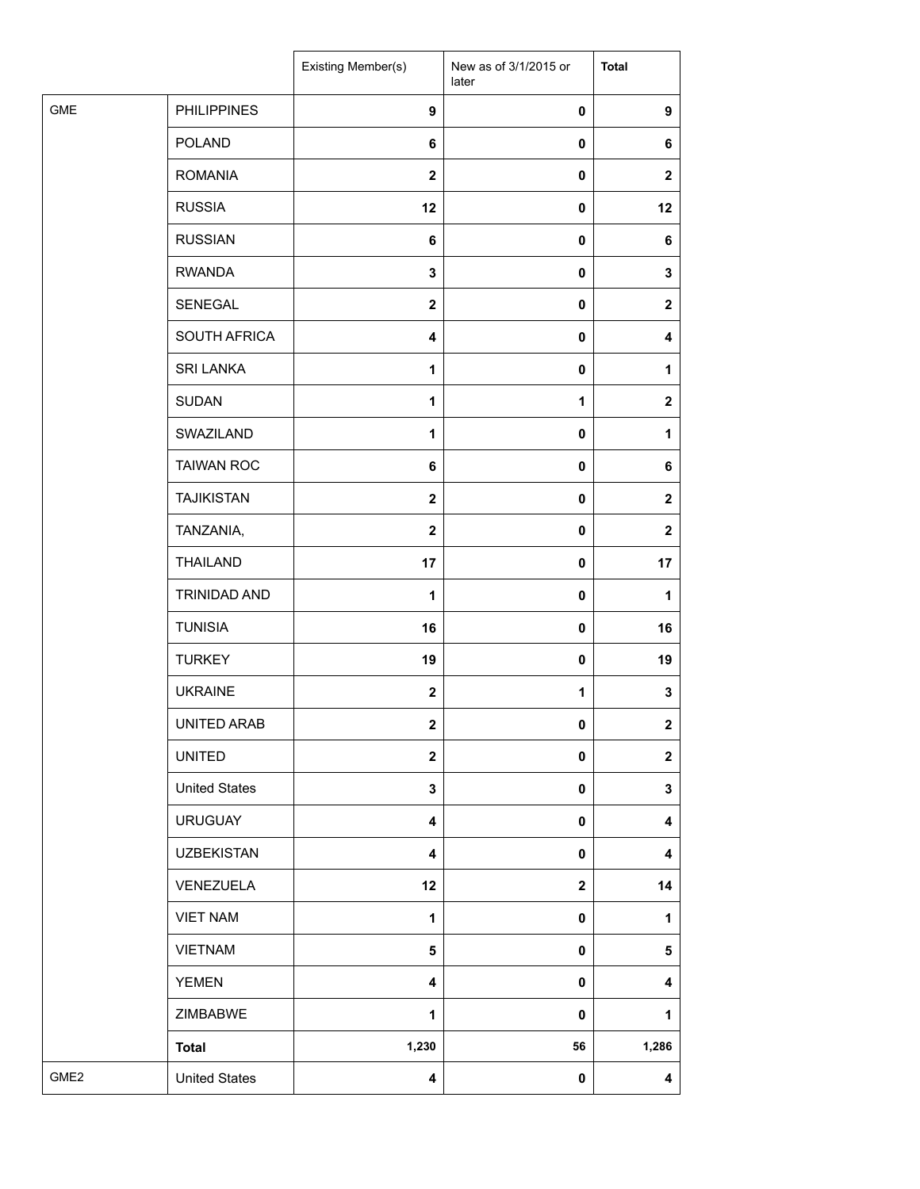| | | Existing Member(s) | New as of 3/1/2015 or later | Total |
|---|---|---|---|---|
| GME | PHILIPPINES | 9 | 0 | 9 |
| | POLAND | 6 | 0 | 6 |
| | ROMANIA | 2 | 0 | 2 |
| | RUSSIA | 12 | 0 | 12 |
| | RUSSIAN | 6 | 0 | 6 |
| | RWANDA | 3 | 0 | 3 |
| | SENEGAL | 2 | 0 | 2 |
| | SOUTH AFRICA | 4 | 0 | 4 |
| | SRI LANKA | 1 | 0 | 1 |
| | SUDAN | 1 | 1 | 2 |
| | SWAZILAND | 1 | 0 | 1 |
| | TAIWAN ROC | 6 | 0 | 6 |
| | TAJIKISTAN | 2 | 0 | 2 |
| | TANZANIA, | 2 | 0 | 2 |
| | THAILAND | 17 | 0 | 17 |
| | TRINIDAD AND | 1 | 0 | 1 |
| | TUNISIA | 16 | 0 | 16 |
| | TURKEY | 19 | 0 | 19 |
| | UKRAINE | 2 | 1 | 3 |
| | UNITED ARAB | 2 | 0 | 2 |
| | UNITED | 2 | 0 | 2 |
| | United States | 3 | 0 | 3 |
| | URUGUAY | 4 | 0 | 4 |
| | UZBEKISTAN | 4 | 0 | 4 |
| | VENEZUELA | 12 | 2 | 14 |
| | VIET NAM | 1 | 0 | 1 |
| | VIETNAM | 5 | 0 | 5 |
| | YEMEN | 4 | 0 | 4 |
| | ZIMBABWE | 1 | 0 | 1 |
| | **Total** | **1,230** | **56** | **1,286** |
| GME2 | United States | 4 | 0 | 4 |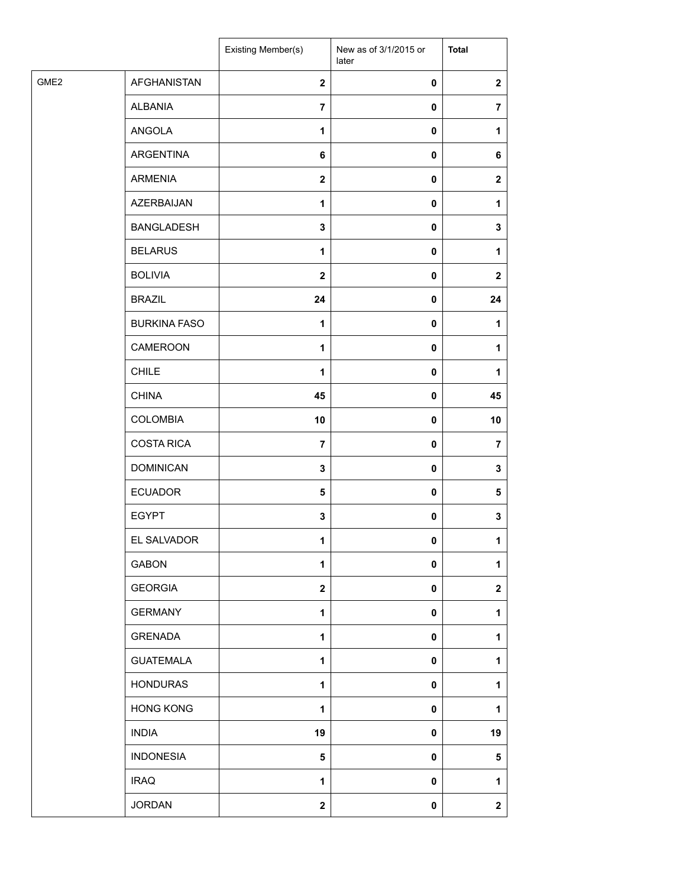| | | Existing Member(s) | New as of 3/1/2015 or later | **Total** |
|---|---|---|---|---|
| GME2 | AFGHANISTAN | **2** | **0** | **2** |
| | ALBANIA | **7** | **0** | **7** |
| | ANGOLA | **1** | **0** | **1** |
| | ARGENTINA | **6** | **0** | **6** |
| | ARMENIA | **2** | **0** | **2** |
| | AZERBAIJAN | **1** | **0** | **1** |
| | BANGLADESH | **3** | **0** | **3** |
| | BELARUS | **1** | **0** | **1** |
| | BOLIVIA | **2** | **0** | **2** |
| | BRAZIL | **24** | **0** | **24** |
| | BURKINA FASO | **1** | **0** | **1** |
| | CAMEROON | **1** | **0** | **1** |
| | CHILE | **1** | **0** | **1** |
| | CHINA | **45** | **0** | **45** |
| | COLOMBIA | **10** | **0** | **10** |
| | COSTA RICA | **7** | **0** | **7** |
| | DOMINICAN | **3** | **0** | **3** |
| | ECUADOR | **5** | **0** | **5** |
| | EGYPT | **3** | **0** | **3** |
| | EL SALVADOR | **1** | **0** | **1** |
| | GABON | **1** | **0** | **1** |
| | GEORGIA | **2** | **0** | **2** |
| | GERMANY | **1** | **0** | **1** |
| | GRENADA | **1** | **0** | **1** |
| | GUATEMALA | **1** | **0** | **1** |
| | HONDURAS | **1** | **0** | **1** |
| | HONG KONG | **1** | **0** | **1** |
| | INDIA | **19** | **0** | **19** |
| | INDONESIA | **5** | **0** | **5** |
| | IRAQ | **1** | **0** | **1** |
| | JORDAN | **2** | **0** | **2** |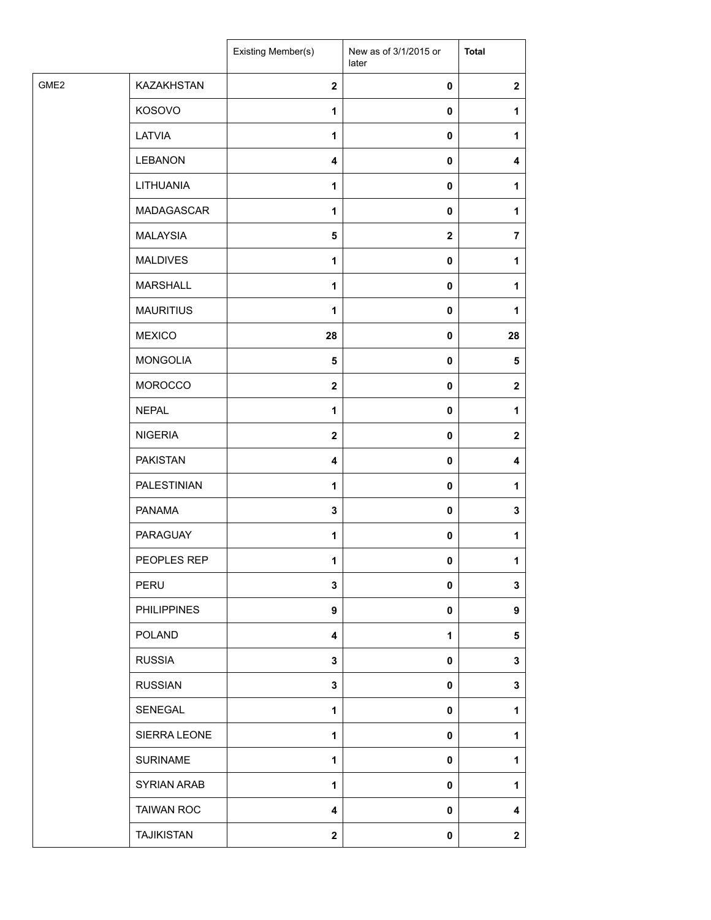| | | Existing Member(s) | New as of 3/1/2015 or later | **Total** |
|---|---|---|---|---|
| GME2 | KAZAKHSTAN | **2** | **0** | **2** |
| | KOSOVO | **1** | **0** | **1** |
| | LATVIA | **1** | **0** | **1** |
| | LEBANON | **4** | **0** | **4** |
| | LITHUANIA | **1** | **0** | **1** |
| | MADAGASCAR | **1** | **0** | **1** |
| | MALAYSIA | **5** | **2** | **7** |
| | MALDIVES | **1** | **0** | **1** |
| | MARSHALL | **1** | **0** | **1** |
| | MAURITIUS | **1** | **0** | **1** |
| | MEXICO | **28** | **0** | **28** |
| | MONGOLIA | **5** | **0** | **5** |
| | MOROCCO | **2** | **0** | **2** |
| | NEPAL | **1** | **0** | **1** |
| | NIGERIA | **2** | **0** | **2** |
| | PAKISTAN | **4** | **0** | **4** |
| | PALESTINIAN | **1** | **0** | **1** |
| | PANAMA | **3** | **0** | **3** |
| | PARAGUAY | **1** | **0** | **1** |
| | PEOPLES REP | **1** | **0** | **1** |
| | PERU | **3** | **0** | **3** |
| | PHILIPPINES | **9** | **0** | **9** |
| | POLAND | **4** | **1** | **5** |
| | RUSSIA | **3** | **0** | **3** |
| | RUSSIAN | **3** | **0** | **3** |
| | SENEGAL | **1** | **0** | **1** |
| | SIERRA LEONE | **1** | **0** | **1** |
| | SURINAME | **1** | **0** | **1** |
| | SYRIAN ARAB | **1** | **0** | **1** |
| | TAIWAN ROC | **4** | **0** | **4** |
| | TAJIKISTAN | **2** | **0** | **2** |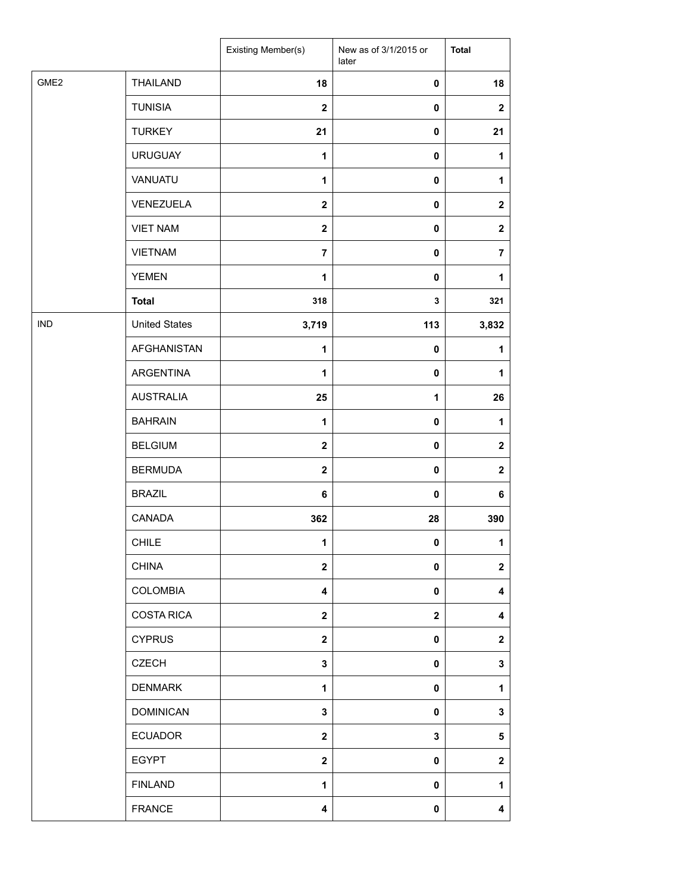| | | Existing Member(s) | New as of 3/1/2015 or later | Total |
|---|---|---|---|---|
| GME2 | THAILAND | **18** | **0** | **18** |
| | TUNISIA | **2** | **0** | **2** |
| | TURKEY | **21** | **0** | **21** |
| | URUGUAY | **1** | **0** | **1** |
| | VANUATU | **1** | **0** | **1** |
| | VENEZUELA | **2** | **0** | **2** |
| | VIET NAM | **2** | **0** | **2** |
| | VIETNAM | **7** | **0** | **7** |
| | YEMEN | **1** | **0** | **1** |
| | **Total** | **318** | **3** | **321** |
| IND | United States | **3,719** | **113** | **3,832** |
| | AFGHANISTAN | **1** | **0** | **1** |
| | ARGENTINA | **1** | **0** | **1** |
| | AUSTRALIA | **25** | **1** | **26** |
| | BAHRAIN | **1** | **0** | **1** |
| | BELGIUM | **2** | **0** | **2** |
| | BERMUDA | **2** | **0** | **2** |
| | BRAZIL | **6** | **0** | **6** |
| | CANADA | **362** | **28** | **390** |
| | CHILE | **1** | **0** | **1** |
| | CHINA | **2** | **0** | **2** |
| | COLOMBIA | **4** | **0** | **4** |
| | COSTA RICA | **2** | **2** | **4** |
| | CYPRUS | **2** | **0** | **2** |
| | CZECH | **3** | **0** | **3** |
| | DENMARK | **1** | **0** | **1** |
| | DOMINICAN | **3** | **0** | **3** |
| | ECUADOR | **2** | **3** | **5** |
| | EGYPT | **2** | **0** | **2** |
| | FINLAND | **1** | **0** | **1** |
| | FRANCE | **4** | **0** | **4** |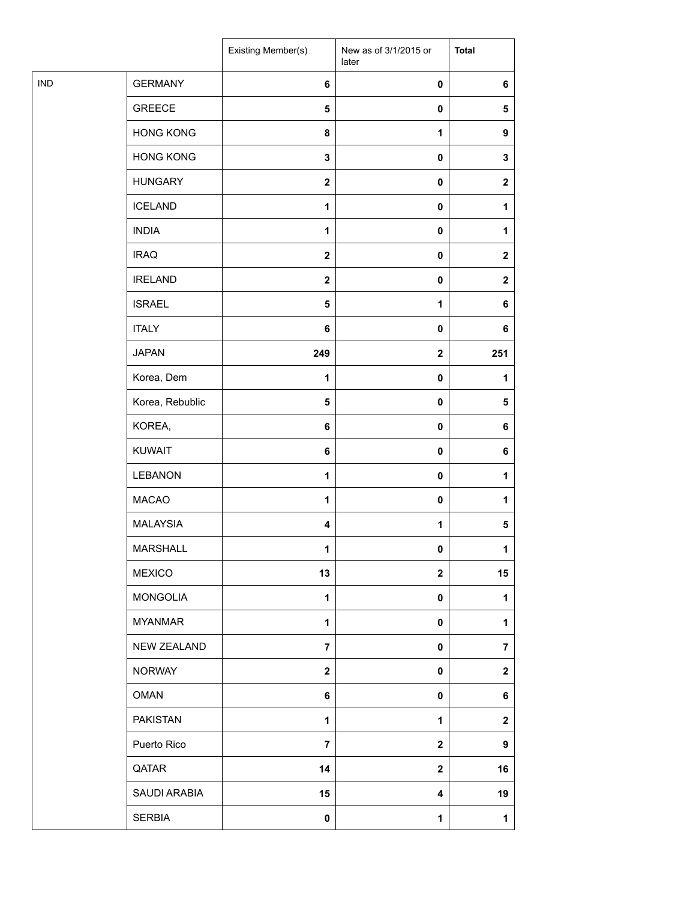| | | Existing Member(s) | New as of 3/1/2015 or later | Total |
|---|---|---|---|---|
| IND | GERMANY | 6 | 0 | 6 |
| | GREECE | 5 | 0 | 5 |
| | HONG KONG | 8 | 1 | 9 |
| | HONG KONG | 3 | 0 | 3 |
| | HUNGARY | 2 | 0 | 2 |
| | ICELAND | 1 | 0 | 1 |
| | INDIA | 1 | 0 | 1 |
| | IRAQ | 2 | 0 | 2 |
| | IRELAND | 2 | 0 | 2 |
| | ISRAEL | 5 | 1 | 6 |
| | ITALY | 6 | 0 | 6 |
| | JAPAN | 249 | 2 | 251 |
| | Korea, Dem | 1 | 0 | 1 |
| | Korea, Rebublic | 5 | 0 | 5 |
| | KOREA, | 6 | 0 | 6 |
| | KUWAIT | 6 | 0 | 6 |
| | LEBANON | 1 | 0 | 1 |
| | MACAO | 1 | 0 | 1 |
| | MALAYSIA | 4 | 1 | 5 |
| | MARSHALL | 1 | 0 | 1 |
| | MEXICO | 13 | 2 | 15 |
| | MONGOLIA | 1 | 0 | 1 |
| | MYANMAR | 1 | 0 | 1 |
| | NEW ZEALAND | 7 | 0 | 7 |
| | NORWAY | 2 | 0 | 2 |
| | OMAN | 6 | 0 | 6 |
| | PAKISTAN | 1 | 1 | 2 |
| | Puerto Rico | 7 | 2 | 9 |
| | QATAR | 14 | 2 | 16 |
| | SAUDI ARABIA | 15 | 4 | 19 |
| | SERBIA | 0 | 1 | 1 |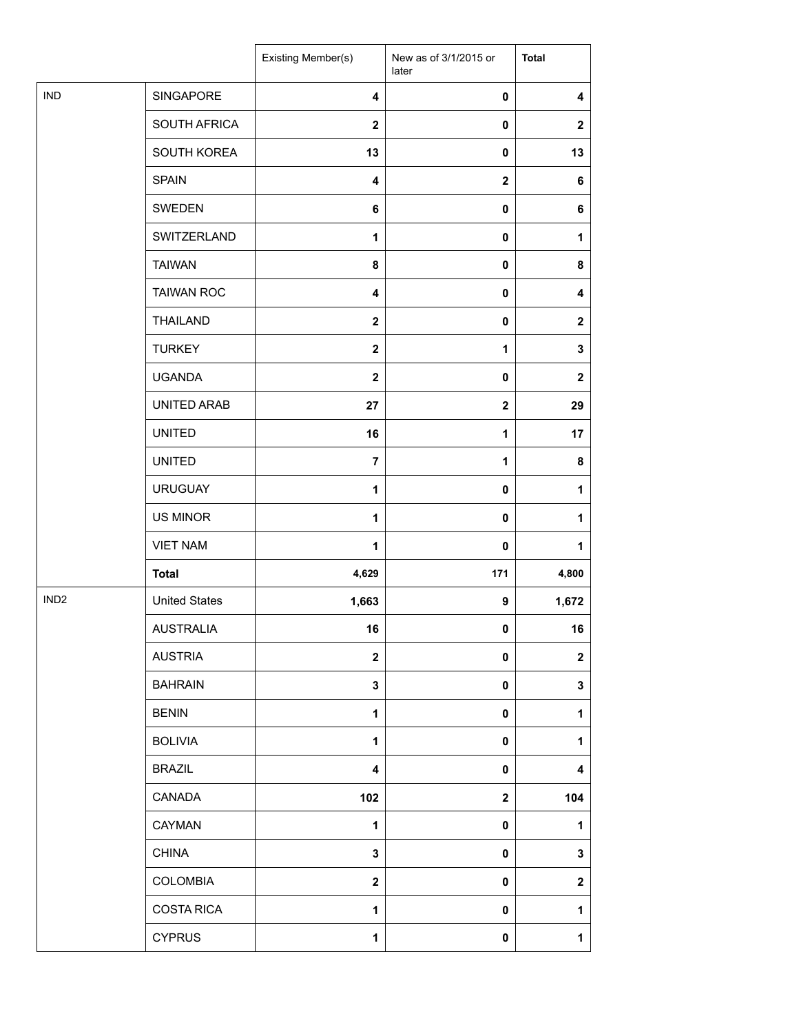| | | Existing Member(s) | New as of 3/1/2015 or later | **Total** |
|---|---|---|---|---|
| IND | SINGAPORE | **4** | **0** | **4** |
| | SOUTH AFRICA | **2** | **0** | **2** |
| | SOUTH KOREA | **13** | **0** | **13** |
| | SPAIN | **4** | **2** | **6** |
| | SWEDEN | **6** | **0** | **6** |
| | SWITZERLAND | **1** | **0** | **1** |
| | TAIWAN | **8** | **0** | **8** |
| | TAIWAN ROC | **4** | **0** | **4** |
| | THAILAND | **2** | **0** | **2** |
| | TURKEY | **2** | **1** | **3** |
| | UGANDA | **2** | **0** | **2** |
| | UNITED ARAB | **27** | **2** | **29** |
| | UNITED | **16** | **1** | **17** |
| | UNITED | **7** | **1** | **8** |
| | URUGUAY | **1** | **0** | **1** |
| | US MINOR | **1** | **0** | **1** |
| | VIET NAM | **1** | **0** | **1** |
| | **Total** | **4,629** | **171** | **4,800** |
| IND2 | United States | **1,663** | **9** | **1,672** |
| | AUSTRALIA | **16** | **0** | **16** |
| | AUSTRIA | **2** | **0** | **2** |
| | BAHRAIN | **3** | **0** | **3** |
| | BENIN | **1** | **0** | **1** |
| | BOLIVIA | **1** | **0** | **1** |
| | BRAZIL | **4** | **0** | **4** |
| | CANADA | **102** | **2** | **104** |
| | CAYMAN | **1** | **0** | **1** |
| | CHINA | **3** | **0** | **3** |
| | COLOMBIA | **2** | **0** | **2** |
| | COSTA RICA | **1** | **0** | **1** |
| | CYPRUS | **1** | **0** | **1** |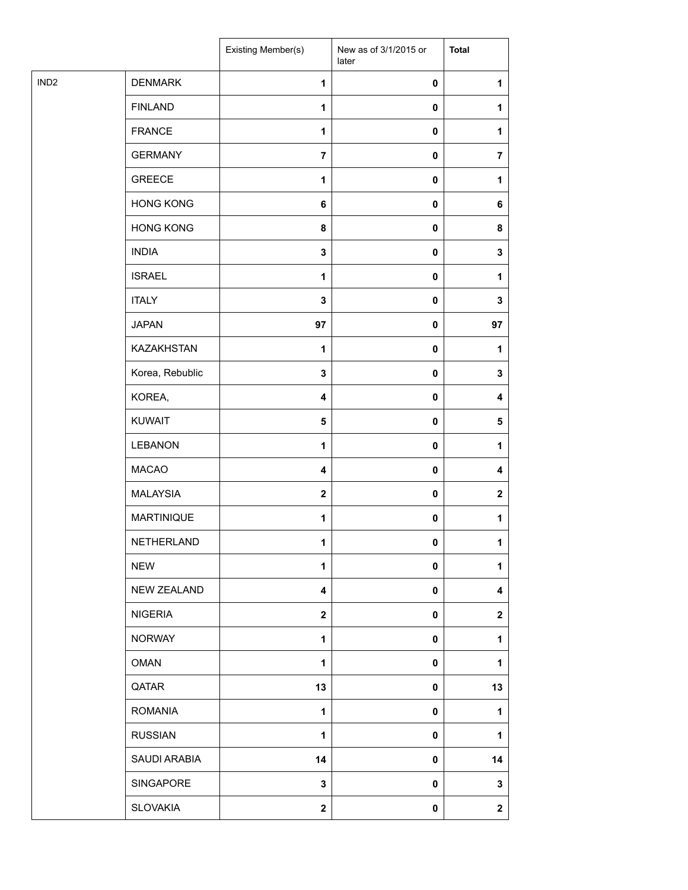| | | Existing Member(s) | New as of 3/1/2015 or later | **Total** |
|---|---|---|---|---|
| IND2 | DENMARK | **1** | **0** | **1** |
| | FINLAND | **1** | **0** | **1** |
| | FRANCE | **1** | **0** | **1** |
| | GERMANY | **7** | **0** | **7** |
| | GREECE | **1** | **0** | **1** |
| | HONG KONG | **6** | **0** | **6** |
| | HONG KONG | **8** | **0** | **8** |
| | INDIA | **3** | **0** | **3** |
| | ISRAEL | **1** | **0** | **1** |
| | ITALY | **3** | **0** | **3** |
| | JAPAN | **97** | **0** | **97** |
| | KAZAKHSTAN | **1** | **0** | **1** |
| | Korea, Rebublic | **3** | **0** | **3** |
| | KOREA, | **4** | **0** | **4** |
| | KUWAIT | **5** | **0** | **5** |
| | LEBANON | **1** | **0** | **1** |
| | MACAO | **4** | **0** | **4** |
| | MALAYSIA | **2** | **0** | **2** |
| | MARTINIQUE | **1** | **0** | **1** |
| | NETHERLAND | **1** | **0** | **1** |
| | NEW | **1** | **0** | **1** |
| | NEW ZEALAND | **4** | **0** | **4** |
| | NIGERIA | **2** | **0** | **2** |
| | NORWAY | **1** | **0** | **1** |
| | OMAN | **1** | **0** | **1** |
| | QATAR | **13** | **0** | **13** |
| | ROMANIA | **1** | **0** | **1** |
| | RUSSIAN | **1** | **0** | **1** |
| | SAUDI ARABIA | **14** | **0** | **14** |
| | SINGAPORE | **3** | **0** | **3** |
| | SLOVAKIA | **2** | **0** | **2** |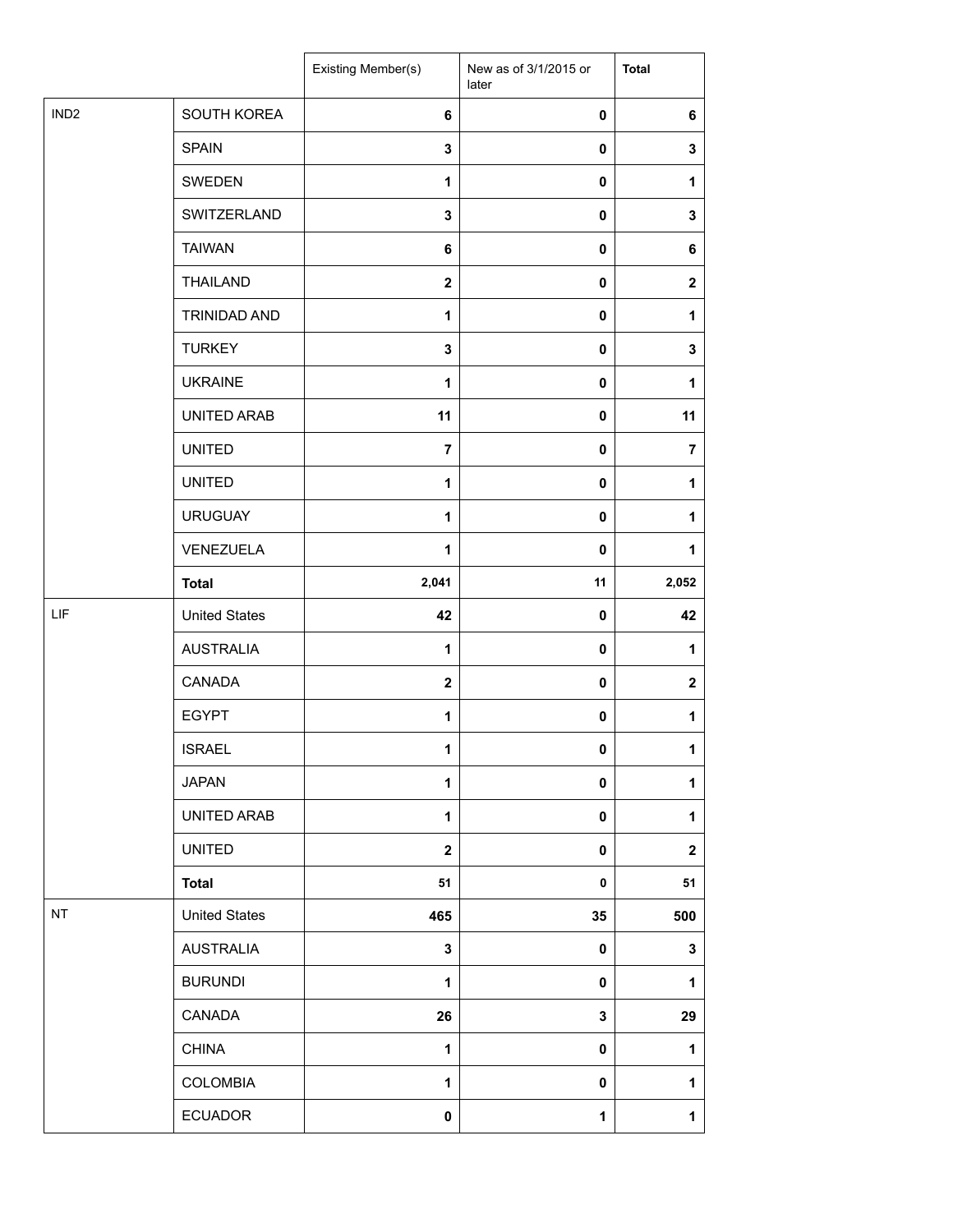| | | Existing Member(s) | New as of 3/1/2015 or later | Total |
|---|---|---|---|---|
| IND2 | SOUTH KOREA | 6 | 0 | 6 |
| | SPAIN | 3 | 0 | 3 |
| | SWEDEN | 1 | 0 | 1 |
| | SWITZERLAND | 3 | 0 | 3 |
| | TAIWAN | 6 | 0 | 6 |
| | THAILAND | 2 | 0 | 2 |
| | TRINIDAD AND | 1 | 0 | 1 |
| | TURKEY | 3 | 0 | 3 |
| | UKRAINE | 1 | 0 | 1 |
| | UNITED ARAB | 11 | 0 | 11 |
| | UNITED | 7 | 0 | 7 |
| | UNITED | 1 | 0 | 1 |
| | URUGUAY | 1 | 0 | 1 |
| | VENEZUELA | 1 | 0 | 1 |
| | **Total** | 2,041 | 11 | 2,052 |
| LIF | United States | 42 | 0 | 42 |
| | AUSTRALIA | 1 | 0 | 1 |
| | CANADA | 2 | 0 | 2 |
| | EGYPT | 1 | 0 | 1 |
| | ISRAEL | 1 | 0 | 1 |
| | JAPAN | 1 | 0 | 1 |
| | UNITED ARAB | 1 | 0 | 1 |
| | UNITED | 2 | 0 | 2 |
| | **Total** | 51 | 0 | 51 |
| NT | United States | 465 | 35 | 500 |
| | AUSTRALIA | 3 | 0 | 3 |
| | BURUNDI | 1 | 0 | 1 |
| | CANADA | 26 | 3 | 29 |
| | CHINA | 1 | 0 | 1 |
| | COLOMBIA | 1 | 0 | 1 |
| | ECUADOR | 0 | 1 | 1 |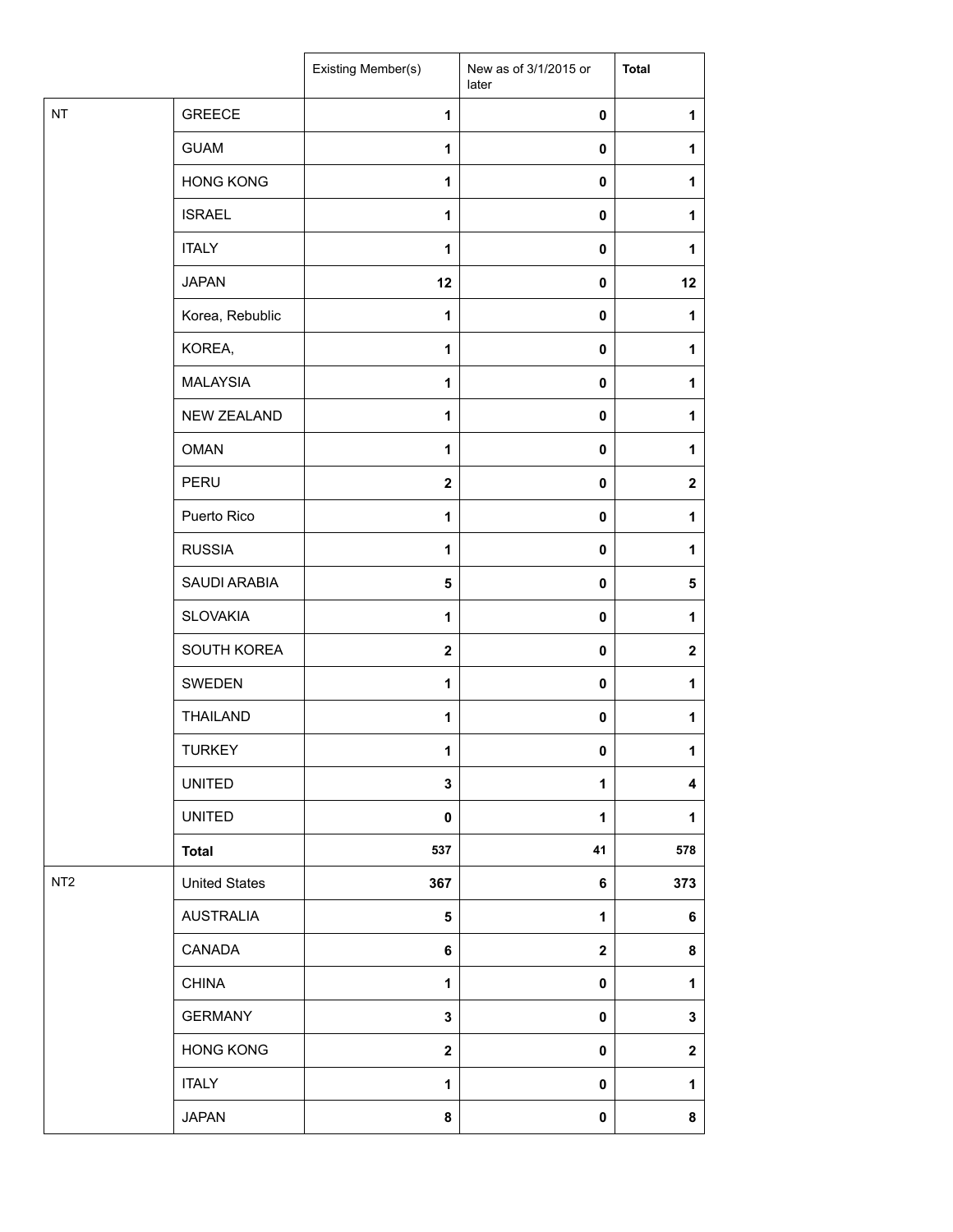| | | Existing Member(s) | New as of 3/1/2015 or later | Total |
|---|---|---|---|---|
| NT | GREECE | 1 | 0 | 1 |
| | GUAM | 1 | 0 | 1 |
| | HONG KONG | 1 | 0 | 1 |
| | ISRAEL | 1 | 0 | 1 |
| | ITALY | 1 | 0 | 1 |
| | JAPAN | 12 | 0 | 12 |
| | Korea, Rebublic | 1 | 0 | 1 |
| | KOREA, | 1 | 0 | 1 |
| | MALAYSIA | 1 | 0 | 1 |
| | NEW ZEALAND | 1 | 0 | 1 |
| | OMAN | 1 | 0 | 1 |
| | PERU | 2 | 0 | 2 |
| | Puerto Rico | 1 | 0 | 1 |
| | RUSSIA | 1 | 0 | 1 |
| | SAUDI ARABIA | 5 | 0 | 5 |
| | SLOVAKIA | 1 | 0 | 1 |
| | SOUTH KOREA | 2 | 0 | 2 |
| | SWEDEN | 1 | 0 | 1 |
| | THAILAND | 1 | 0 | 1 |
| | TURKEY | 1 | 0 | 1 |
| | UNITED | 3 | 1 | 4 |
| | UNITED | 0 | 1 | 1 |
| | **Total** | 537 | 41 | 578 |
| NT2 | United States | 367 | 6 | 373 |
| | AUSTRALIA | 5 | 1 | 6 |
| | CANADA | 6 | 2 | 8 |
| | CHINA | 1 | 0 | 1 |
| | GERMANY | 3 | 0 | 3 |
| | HONG KONG | 2 | 0 | 2 |
| | ITALY | 1 | 0 | 1 |
| | JAPAN | 8 | 0 | 8 |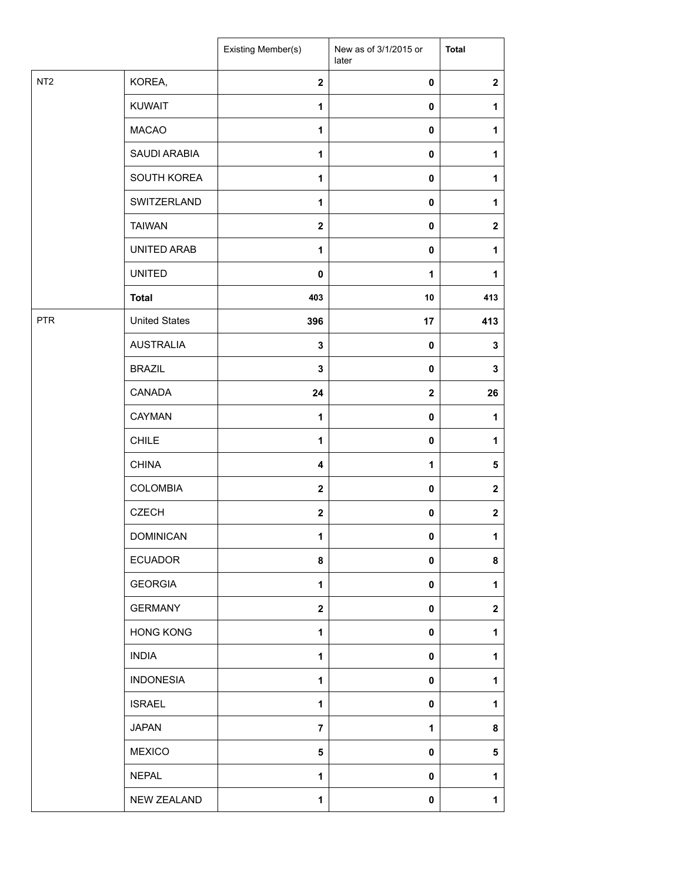| | | Existing Member(s) | New as of 3/1/2015 or later | Total |
|---|---|---|---|---|
| NT2 | KOREA, | 2 | 0 | 2 |
| | KUWAIT | 1 | 0 | 1 |
| | MACAO | 1 | 0 | 1 |
| | SAUDI ARABIA | 1 | 0 | 1 |
| | SOUTH KOREA | 1 | 0 | 1 |
| | SWITZERLAND | 1 | 0 | 1 |
| | TAIWAN | 2 | 0 | 2 |
| | UNITED ARAB | 1 | 0 | 1 |
| | UNITED | 0 | 1 | 1 |
| | **Total** | 403 | 10 | 413 |
| PTR | United States | 396 | 17 | 413 |
| | AUSTRALIA | 3 | 0 | 3 |
| | BRAZIL | 3 | 0 | 3 |
| | CANADA | 24 | 2 | 26 |
| | CAYMAN | 1 | 0 | 1 |
| | CHILE | 1 | 0 | 1 |
| | CHINA | 4 | 1 | 5 |
| | COLOMBIA | 2 | 0 | 2 |
| | CZECH | 2 | 0 | 2 |
| | DOMINICAN | 1 | 0 | 1 |
| | ECUADOR | 8 | 0 | 8 |
| | GEORGIA | 1 | 0 | 1 |
| | GERMANY | 2 | 0 | 2 |
| | HONG KONG | 1 | 0 | 1 |
| | INDIA | 1 | 0 | 1 |
| | INDONESIA | 1 | 0 | 1 |
| | ISRAEL | 1 | 0 | 1 |
| | JAPAN | 7 | 1 | 8 |
| | MEXICO | 5 | 0 | 5 |
| | NEPAL | 1 | 0 | 1 |
| | NEW ZEALAND | 1 | 0 | 1 |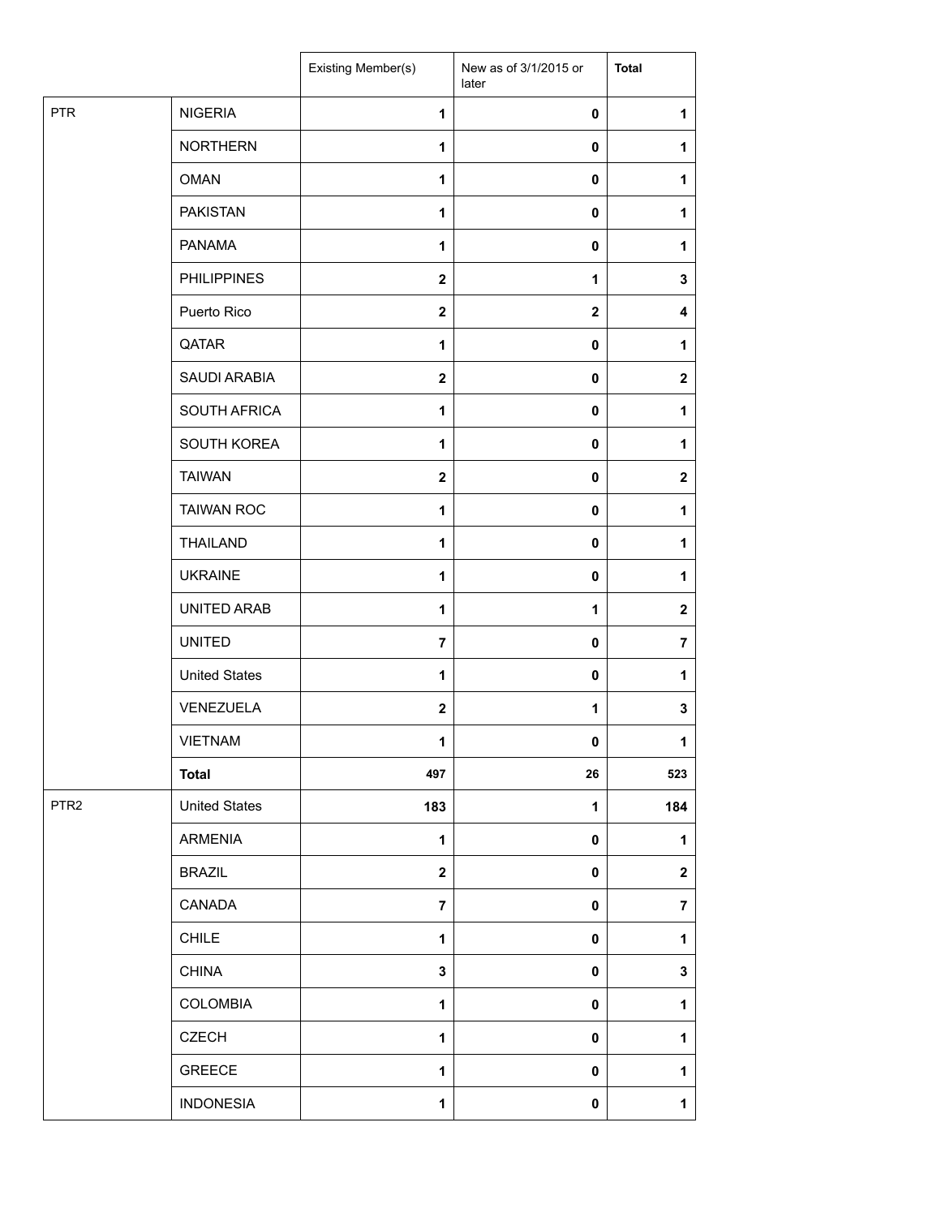| | | Existing Member(s) | New as of 3/1/2015 or later | **Total** |
|---|---|---|---|---|
| PTR | NIGERIA | **1** | **0** | **1** |
| | NORTHERN | **1** | **0** | **1** |
| | OMAN | **1** | **0** | **1** |
| | PAKISTAN | **1** | **0** | **1** |
| | PANAMA | **1** | **0** | **1** |
| | PHILIPPINES | **2** | **1** | **3** |
| | Puerto Rico | **2** | **2** | **4** |
| | QATAR | **1** | **0** | **1** |
| | SAUDI ARABIA | **2** | **0** | **2** |
| | SOUTH AFRICA | **1** | **0** | **1** |
| | SOUTH KOREA | **1** | **0** | **1** |
| | TAIWAN | **2** | **0** | **2** |
| | TAIWAN ROC | **1** | **0** | **1** |
| | THAILAND | **1** | **0** | **1** |
| | UKRAINE | **1** | **0** | **1** |
| | UNITED ARAB | **1** | **1** | **2** |
| | UNITED | **7** | **0** | **7** |
| | United States | **1** | **0** | **1** |
| | VENEZUELA | **2** | **1** | **3** |
| | VIETNAM | **1** | **0** | **1** |
| | **Total** | **497** | **26** | **523** |
| PTR2 | United States | **183** | **1** | **184** |
| | ARMENIA | **1** | **0** | **1** |
| | BRAZIL | **2** | **0** | **2** |
| | CANADA | **7** | **0** | **7** |
| | CHILE | **1** | **0** | **1** |
| | CHINA | **3** | **0** | **3** |
| | COLOMBIA | **1** | **0** | **1** |
| | CZECH | **1** | **0** | **1** |
| | GREECE | **1** | **0** | **1** |
| | INDONESIA | **1** | **0** | **1** |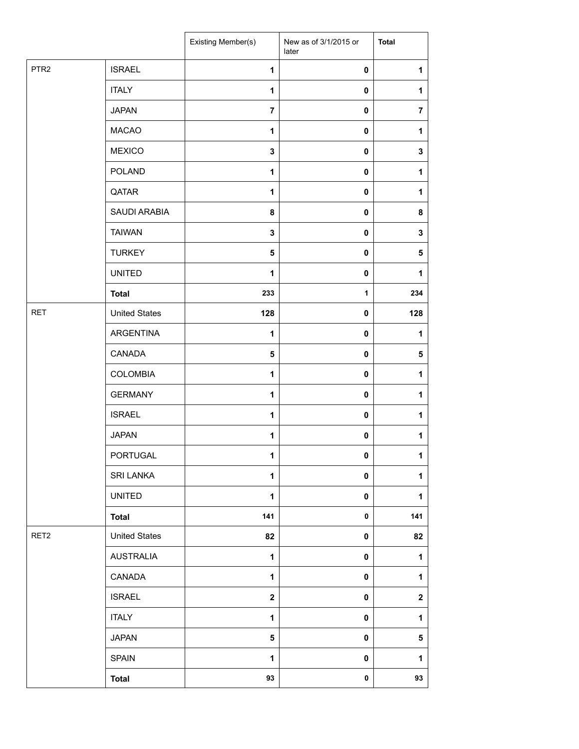| | | Existing Member(s) | New as of 3/1/2015 or later | Total |
|---|---|---|---|---|
| PTR2 | ISRAEL | 1 | 0 | 1 |
| | ITALY | 1 | 0 | 1 |
| | JAPAN | 7 | 0 | 7 |
| | MACAO | 1 | 0 | 1 |
| | MEXICO | 3 | 0 | 3 |
| | POLAND | 1 | 0 | 1 |
| | QATAR | 1 | 0 | 1 |
| | SAUDI ARABIA | 8 | 0 | 8 |
| | TAIWAN | 3 | 0 | 3 |
| | TURKEY | 5 | 0 | 5 |
| | UNITED | 1 | 0 | 1 |
| | **Total** | 233 | 1 | 234 |
| RET | United States | 128 | 0 | 128 |
| | ARGENTINA | 1 | 0 | 1 |
| | CANADA | 5 | 0 | 5 |
| | COLOMBIA | 1 | 0 | 1 |
| | GERMANY | 1 | 0 | 1 |
| | ISRAEL | 1 | 0 | 1 |
| | JAPAN | 1 | 0 | 1 |
| | PORTUGAL | 1 | 0 | 1 |
| | SRI LANKA | 1 | 0 | 1 |
| | UNITED | 1 | 0 | 1 |
| | **Total** | 141 | 0 | 141 |
| RET2 | United States | 82 | 0 | 82 |
| | AUSTRALIA | 1 | 0 | 1 |
| | CANADA | 1 | 0 | 1 |
| | ISRAEL | 2 | 0 | 2 |
| | ITALY | 1 | 0 | 1 |
| | JAPAN | 5 | 0 | 5 |
| | SPAIN | 1 | 0 | 1 |
| | **Total** | 93 | 0 | 93 |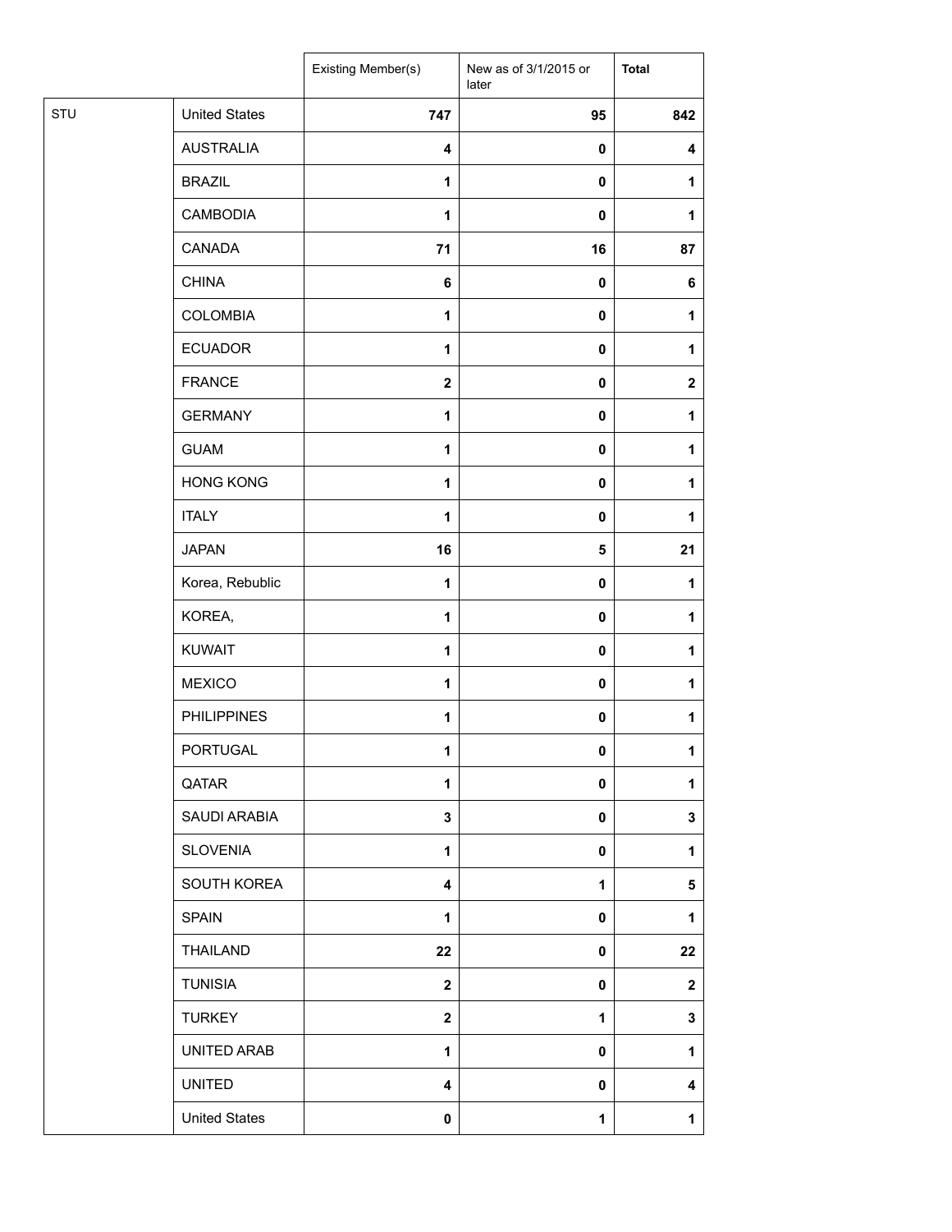| | | Existing Member(s) | New as of 3/1/2015 or later | **Total** |
|---|---|---|---|---|
| STU | United States | **747** | **95** | **842** |
| | AUSTRALIA | **4** | **0** | **4** |
| | BRAZIL | **1** | **0** | **1** |
| | CAMBODIA | **1** | **0** | **1** |
| | CANADA | **71** | **16** | **87** |
| | CHINA | **6** | **0** | **6** |
| | COLOMBIA | **1** | **0** | **1** |
| | ECUADOR | **1** | **0** | **1** |
| | FRANCE | **2** | **0** | **2** |
| | GERMANY | **1** | **0** | **1** |
| | GUAM | **1** | **0** | **1** |
| | HONG KONG | **1** | **0** | **1** |
| | ITALY | **1** | **0** | **1** |
| | JAPAN | **16** | **5** | **21** |
| | Korea, Rebublic | **1** | **0** | **1** |
| | KOREA, | **1** | **0** | **1** |
| | KUWAIT | **1** | **0** | **1** |
| | MEXICO | **1** | **0** | **1** |
| | PHILIPPINES | **1** | **0** | **1** |
| | PORTUGAL | **1** | **0** | **1** |
| | QATAR | **1** | **0** | **1** |
| | SAUDI ARABIA | **3** | **0** | **3** |
| | SLOVENIA | **1** | **0** | **1** |
| | SOUTH KOREA | **4** | **1** | **5** |
| | SPAIN | **1** | **0** | **1** |
| | THAILAND | **22** | **0** | **22** |
| | TUNISIA | **2** | **0** | **2** |
| | TURKEY | **2** | **1** | **3** |
| | UNITED ARAB | **1** | **0** | **1** |
| | UNITED | **4** | **0** | **4** |
| | United States | **0** | **1** | **1** |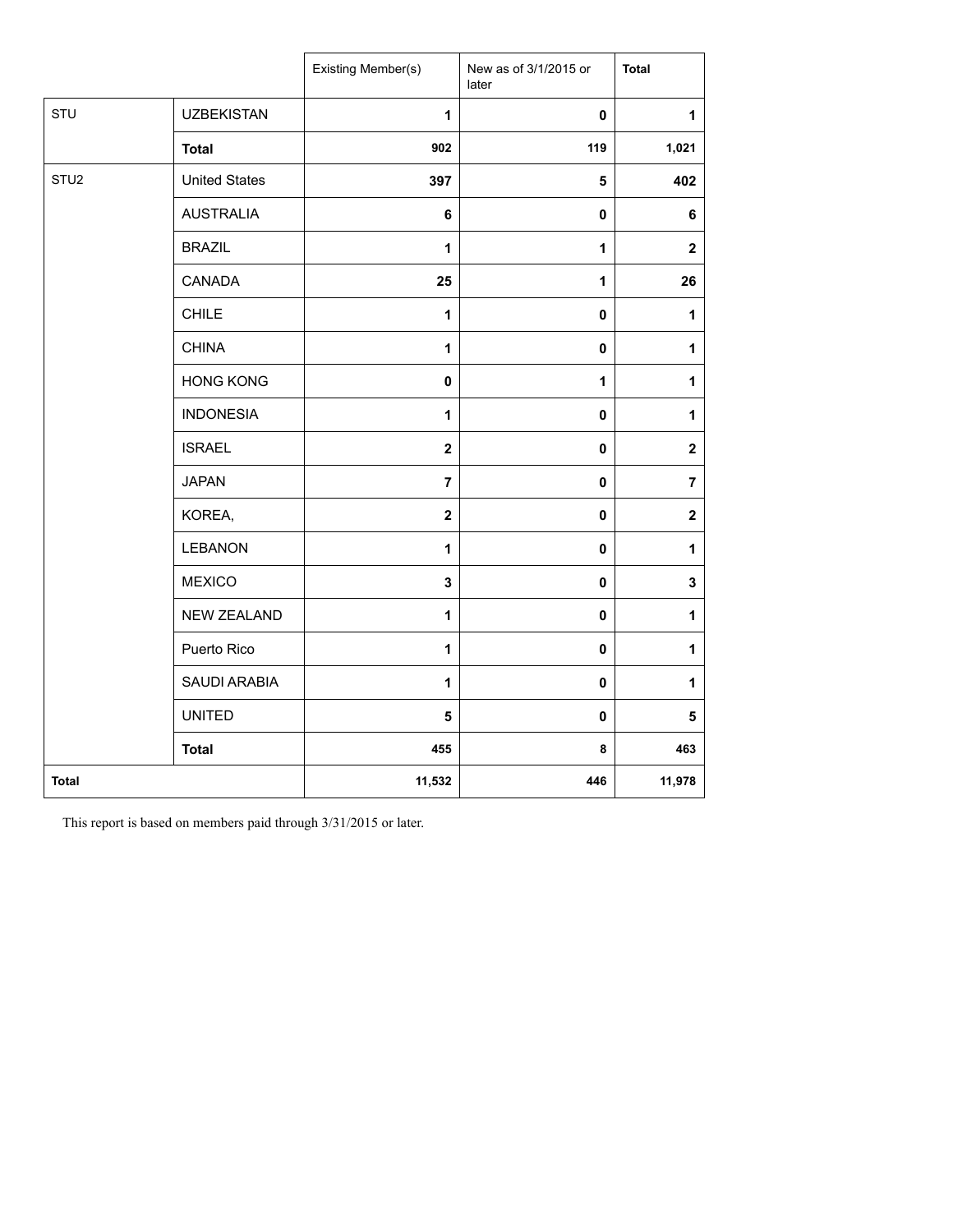| | | Existing Member(s) | New as of 3/1/2015 or later | Total |
|---|---|---|---|---|
| STU | UZBEKISTAN | 1 | 0 | 1 |
| | **Total** | 902 | 119 | 1,021 |
| STU2 | United States | 397 | 5 | 402 |
| | AUSTRALIA | 6 | 0 | 6 |
| | BRAZIL | 1 | 1 | 2 |
| | CANADA | 25 | 1 | 26 |
| | CHILE | 1 | 0 | 1 |
| | CHINA | 1 | 0 | 1 |
| | HONG KONG | 0 | 1 | 1 |
| | INDONESIA | 1 | 0 | 1 |
| | ISRAEL | 2 | 0 | 2 |
| | JAPAN | 7 | 0 | 7 |
| | KOREA, | 2 | 0 | 2 |
| | LEBANON | 1 | 0 | 1 |
| | MEXICO | 3 | 0 | 3 |
| | NEW ZEALAND | 1 | 0 | 1 |
| | Puerto Rico | 1 | 0 | 1 |
| | SAUDI ARABIA | 1 | 0 | 1 |
| | UNITED | 5 | 0 | 5 |
| | **Total** | 455 | 8 | 463 |
| **Total** | | 11,532 | 446 | 11,978 |

This report is based on members paid through 3/31/2015 or later.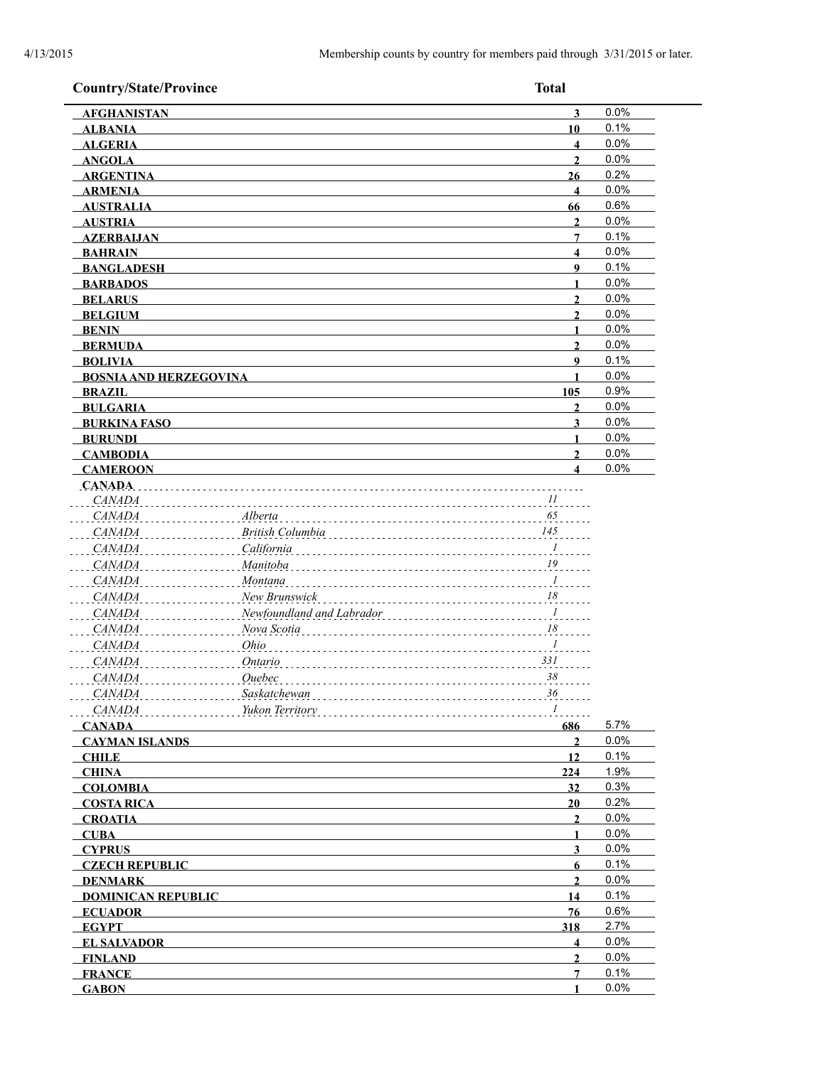4/13/2015 Membership counts by country for members paid through 3/31/2015 or later.

| Country/State/Province | | Total | |
|---|---|---|---|
| **AFGHANISTAN** | | **3** | 0.0% |
| **ALBANIA** | | **10** | 0.1% |
| **ALGERIA** | | **4** | 0.0% |
| **ANGOLA** | | **2** | 0.0% |
| **ARGENTINA** | | **26** | 0.2% |
| **ARMENIA** | | **4** | 0.0% |
| **AUSTRALIA** | | **66** | 0.6% |
| **AUSTRIA** | | **2** | 0.0% |
| **AZERBAIJAN** | | **7** | 0.1% |
| **BAHRAIN** | | **4** | 0.0% |
| **BANGLADESH** | | **9** | 0.1% |
| **BARBADOS** | | **1** | 0.0% |
| **BELARUS** | | **2** | 0.0% |
| **BELGIUM** | | **2** | 0.0% |
| **BENIN** | | **1** | 0.0% |
| **BERMUDA** | | **2** | 0.0% |
| **BOLIVIA** | | **9** | 0.1% |
| **BOSNIA AND HERZEGOVINA** | | **1** | 0.0% |
| **BRAZIL** | | **105** | 0.9% |
| **BULGARIA** | | **2** | 0.0% |
| **BURKINA FASO** | | **3** | 0.0% |
| **BURUNDI** | | **1** | 0.0% |
| **CAMBODIA** | | **2** | 0.0% |
| **CAMEROON** | | **4** | 0.0% |
| **CANADA** | | | |
| *CANADA* | | *11* | |
| *CANADA* | *Alberta* | *65* | |
| *CANADA* | *British Columbia* | *145* | |
| *CANADA* | *California* | *1* | |
| *CANADA* | *Manitoba* | *19* | |
| *CANADA* | *Montana* | *1* | |
| *CANADA* | *New Brunswick* | *18* | |
| *CANADA* | *Newfoundland and Labrador* | *1* | |
| *CANADA* | *Nova Scotia* | *18* | |
| *CANADA* | *Ohio* | *1* | |
| *CANADA* | *Ontario* | *331* | |
| *CANADA* | *Quebec* | *38* | |
| *CANADA* | *Saskatchewan* | *36* | |
| *CANADA* | *Yukon Territory* | *1* | |
| **CANADA** | | **686** | 5.7% |
| **CAYMAN ISLANDS** | | **2** | 0.0% |
| **CHILE** | | **12** | 0.1% |
| **CHINA** | | **224** | 1.9% |
| **COLOMBIA** | | **32** | 0.3% |
| **COSTA RICA** | | **20** | 0.2% |
| **CROATIA** | | **2** | 0.0% |
| **CUBA** | | **1** | 0.0% |
| **CYPRUS** | | **3** | 0.0% |
| **CZECH REPUBLIC** | | **6** | 0.1% |
| **DENMARK** | | **2** | 0.0% |
| **DOMINICAN REPUBLIC** | | **14** | 0.1% |
| **ECUADOR** | | **76** | 0.6% |
| **EGYPT** | | **318** | 2.7% |
| **EL SALVADOR** | | **4** | 0.0% |
| **FINLAND** | | **2** | 0.0% |
| **FRANCE** | | **7** | 0.1% |
| **GABON** | | **1** | 0.0% |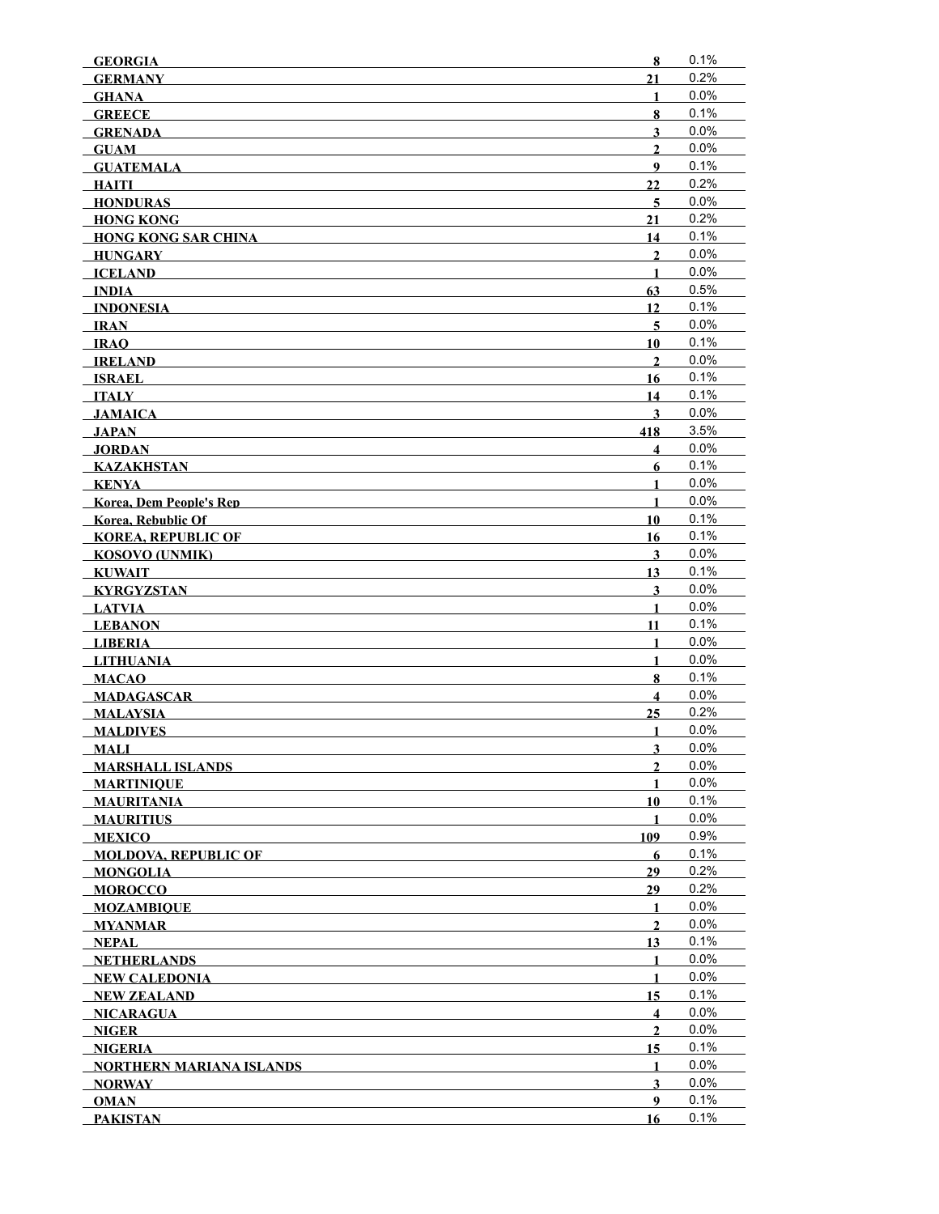| | | |
|---|---|---|
| **GEORGIA** | **8** | 0.1% |
| **GERMANY** | **21** | 0.2% |
| **GHANA** | **1** | 0.0% |
| **GREECE** | **8** | 0.1% |
| **GRENADA** | **3** | 0.0% |
| **GUAM** | **2** | 0.0% |
| **GUATEMALA** | **9** | 0.1% |
| **HAITI** | **22** | 0.2% |
| **HONDURAS** | **5** | 0.0% |
| **HONG KONG** | **21** | 0.2% |
| **HONG KONG SAR CHINA** | **14** | 0.1% |
| **HUNGARY** | **2** | 0.0% |
| **ICELAND** | **1** | 0.0% |
| **INDIA** | **63** | 0.5% |
| **INDONESIA** | **12** | 0.1% |
| **IRAN** | **5** | 0.0% |
| **IRAQ** | **10** | 0.1% |
| **IRELAND** | **2** | 0.0% |
| **ISRAEL** | **16** | 0.1% |
| **ITALY** | **14** | 0.1% |
| **JAMAICA** | **3** | 0.0% |
| **JAPAN** | **418** | 3.5% |
| **JORDAN** | **4** | 0.0% |
| **KAZAKHSTAN** | **6** | 0.1% |
| **KENYA** | **1** | 0.0% |
| **Korea, Dem People's Rep** | **1** | 0.0% |
| **Korea, Rebublic Of** | **10** | 0.1% |
| **KOREA, REPUBLIC OF** | **16** | 0.1% |
| **KOSOVO (UNMIK)** | **3** | 0.0% |
| **KUWAIT** | **13** | 0.1% |
| **KYRGYZSTAN** | **3** | 0.0% |
| **LATVIA** | **1** | 0.0% |
| **LEBANON** | **11** | 0.1% |
| **LIBERIA** | **1** | 0.0% |
| **LITHUANIA** | **1** | 0.0% |
| **MACAO** | **8** | 0.1% |
| **MADAGASCAR** | **4** | 0.0% |
| **MALAYSIA** | **25** | 0.2% |
| **MALDIVES** | **1** | 0.0% |
| **MALI** | **3** | 0.0% |
| **MARSHALL ISLANDS** | **2** | 0.0% |
| **MARTINIQUE** | **1** | 0.0% |
| **MAURITANIA** | **10** | 0.1% |
| **MAURITIUS** | **1** | 0.0% |
| **MEXICO** | **109** | 0.9% |
| **MOLDOVA, REPUBLIC OF** | **6** | 0.1% |
| **MONGOLIA** | **29** | 0.2% |
| **MOROCCO** | **29** | 0.2% |
| **MOZAMBIQUE** | **1** | 0.0% |
| **MYANMAR** | **2** | 0.0% |
| **NEPAL** | **13** | 0.1% |
| **NETHERLANDS** | **1** | 0.0% |
| **NEW CALEDONIA** | **1** | 0.0% |
| **NEW ZEALAND** | **15** | 0.1% |
| **NICARAGUA** | **4** | 0.0% |
| **NIGER** | **2** | 0.0% |
| **NIGERIA** | **15** | 0.1% |
| **NORTHERN MARIANA ISLANDS** | **1** | 0.0% |
| **NORWAY** | **3** | 0.0% |
| **OMAN** | **9** | 0.1% |
| **PAKISTAN** | **16** | 0.1% |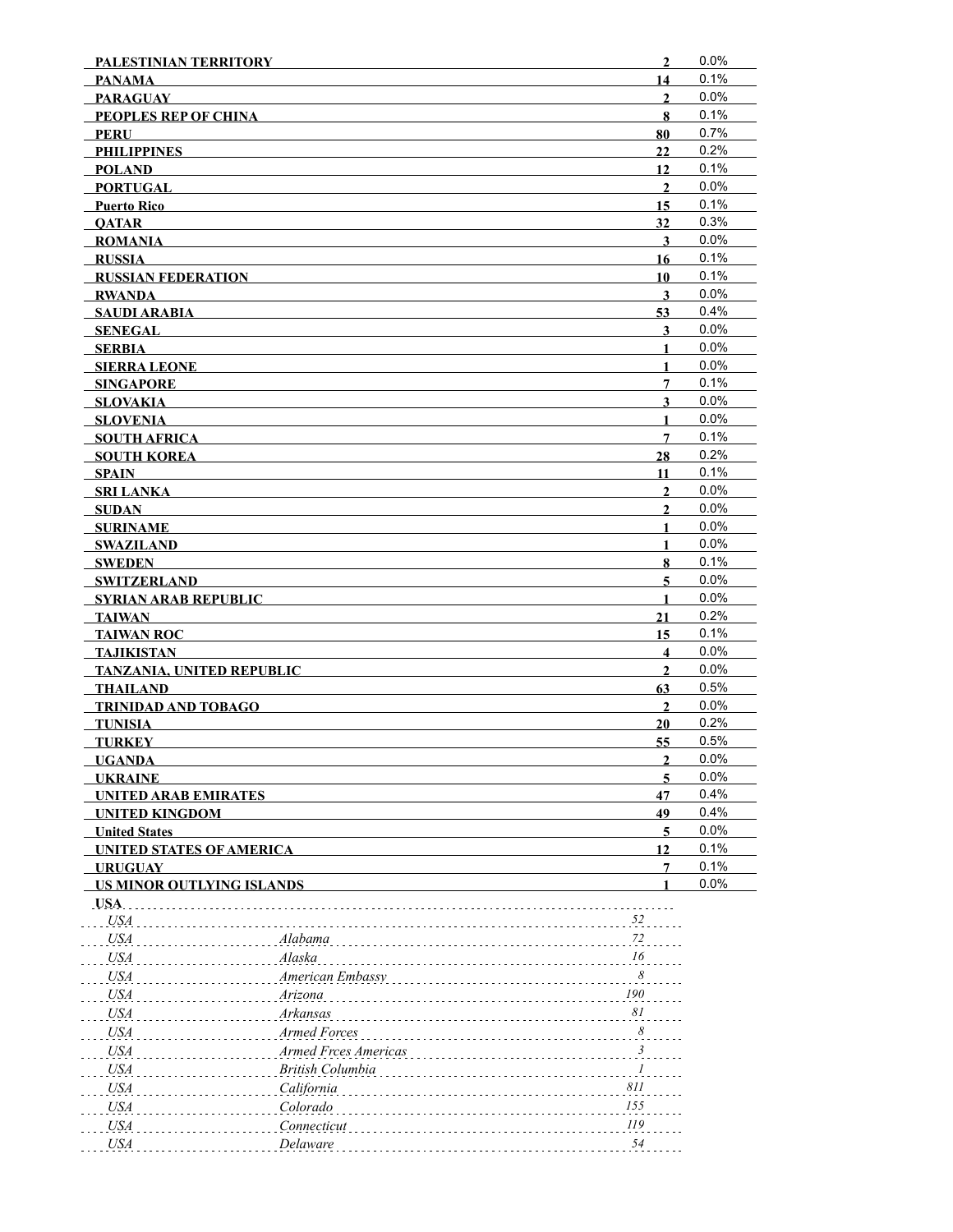| | | |
|---|---|---|
| **PALESTINIAN TERRITORY** | **2** | 0.0% |
| **PANAMA** | **14** | 0.1% |
| **PARAGUAY** | **2** | 0.0% |
| **PEOPLES REP OF CHINA** | **8** | 0.1% |
| **PERU** | **80** | 0.7% |
| **PHILIPPINES** | **22** | 0.2% |
| **POLAND** | **12** | 0.1% |
| **PORTUGAL** | **2** | 0.0% |
| **Puerto Rico** | **15** | 0.1% |
| **QATAR** | **32** | 0.3% |
| **ROMANIA** | **3** | 0.0% |
| **RUSSIA** | **16** | 0.1% |
| **RUSSIAN FEDERATION** | **10** | 0.1% |
| **RWANDA** | **3** | 0.0% |
| **SAUDI ARABIA** | **53** | 0.4% |
| **SENEGAL** | **3** | 0.0% |
| **SERBIA** | **1** | 0.0% |
| **SIERRA LEONE** | **1** | 0.0% |
| **SINGAPORE** | **7** | 0.1% |
| **SLOVAKIA** | **3** | 0.0% |
| **SLOVENIA** | **1** | 0.0% |
| **SOUTH AFRICA** | **7** | 0.1% |
| **SOUTH KOREA** | **28** | 0.2% |
| **SPAIN** | **11** | 0.1% |
| **SRI LANKA** | **2** | 0.0% |
| **SUDAN** | **2** | 0.0% |
| **SURINAME** | **1** | 0.0% |
| **SWAZILAND** | **1** | 0.0% |
| **SWEDEN** | **8** | 0.1% |
| **SWITZERLAND** | **5** | 0.0% |
| **SYRIAN ARAB REPUBLIC** | **1** | 0.0% |
| **TAIWAN** | **21** | 0.2% |
| **TAIWAN ROC** | **15** | 0.1% |
| **TAJIKISTAN** | **4** | 0.0% |
| **TANZANIA, UNITED REPUBLIC** | **2** | 0.0% |
| **THAILAND** | **63** | 0.5% |
| **TRINIDAD AND TOBAGO** | **2** | 0.0% |
| **TUNISIA** | **20** | 0.2% |
| **TURKEY** | **55** | 0.5% |
| **UGANDA** | **2** | 0.0% |
| **UKRAINE** | **5** | 0.0% |
| **UNITED ARAB EMIRATES** | **47** | 0.4% |
| **UNITED KINGDOM** | **49** | 0.4% |
| **United States** | **5** | 0.0% |
| **UNITED STATES OF AMERICA** | **12** | 0.1% |
| **URUGUAY** | **7** | 0.1% |
| **US MINOR OUTLYING ISLANDS** | **1** | 0.0% |

**USA**

| | | |
|---|---|---|
| *USA* | | *52* |
| *USA* | *Alabama* | *72* |
| *USA* | *Alaska* | *16* |
| *USA* | *American Embassy* | *8* |
| *USA* | *Arizona* | *190* |
| *USA* | *Arkansas* | *81* |
| *USA* | *Armed Forces* | *8* |
| *USA* | *Armed Frces Americas* | *3* |
| *USA* | *British Columbia* | *1* |
| *USA* | *California* | *811* |
| *USA* | *Colorado* | *155* |
| *USA* | *Connecticut* | *119* |
| *USA* | *Delaware* | *54* |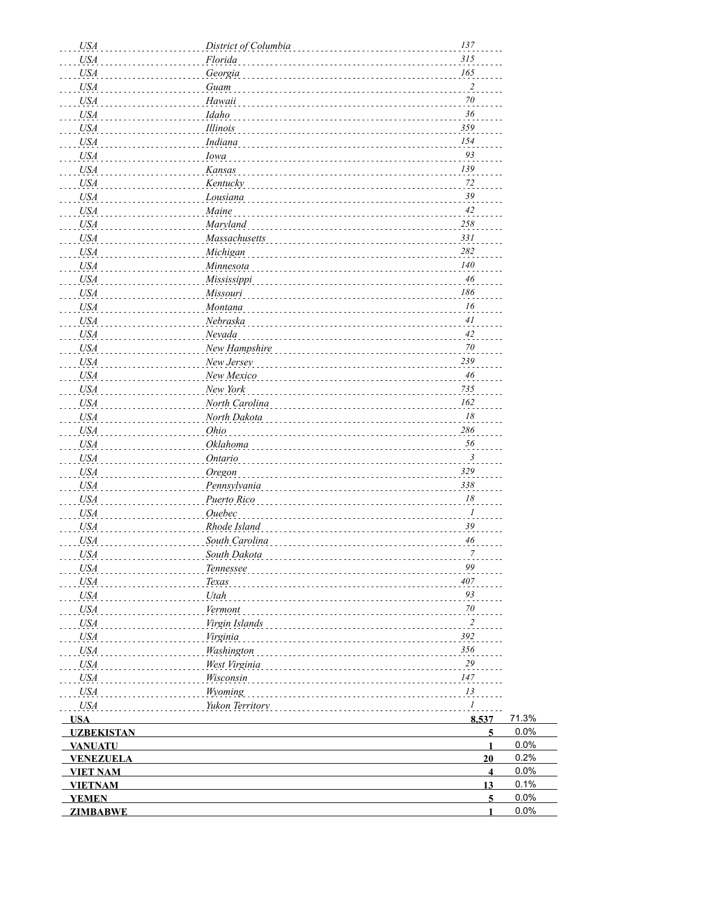| | | | |
|---|---|---|---|
| *USA* | *District of Columbia* | *137* | |
| *USA* | *Florida* | *315* | |
| *USA* | *Georgia* | *165* | |
| *USA* | *Guam* | *2* | |
| *USA* | *Hawaii* | *70* | |
| *USA* | *Idaho* | *36* | |
| *USA* | *Illinois* | *359* | |
| *USA* | *Indiana* | *154* | |
| *USA* | *Iowa* | *93* | |
| *USA* | *Kansas* | *139* | |
| *USA* | *Kentucky* | *72* | |
| *USA* | *Lousiana* | *39* | |
| *USA* | *Maine* | *42* | |
| *USA* | *Maryland* | *258* | |
| *USA* | *Massachusetts* | *331* | |
| *USA* | *Michigan* | *282* | |
| *USA* | *Minnesota* | *140* | |
| *USA* | *Mississippi* | *46* | |
| *USA* | *Missouri* | *186* | |
| *USA* | *Montana* | *16* | |
| *USA* | *Nebraska* | *41* | |
| *USA* | *Nevada* | *42* | |
| *USA* | *New Hampshire* | *70* | |
| *USA* | *New Jersey* | *239* | |
| *USA* | *New Mexico* | *46* | |
| *USA* | *New York* | *735* | |
| *USA* | *North Carolina* | *162* | |
| *USA* | *North Dakota* | *18* | |
| *USA* | *Ohio* | *286* | |
| *USA* | *Oklahoma* | *56* | |
| *USA* | *Ontario* | *3* | |
| *USA* | *Oregon* | *329* | |
| *USA* | *Pennsylvania* | *338* | |
| *USA* | *Puerto Rico* | *18* | |
| *USA* | *Quebec* | *1* | |
| *USA* | *Rhode Island* | *39* | |
| *USA* | *South Carolina* | *46* | |
| *USA* | *South Dakota* | *7* | |
| *USA* | *Tennessee* | *99* | |
| *USA* | *Texas* | *407* | |
| *USA* | *Utah* | *93* | |
| *USA* | *Vermont* | *70* | |
| *USA* | *Virgin Islands* | *2* | |
| *USA* | *Virginia* | *392* | |
| *USA* | *Washington* | *356* | |
| *USA* | *West Virginia* | *29* | |
| *USA* | *Wisconsin* | *147* | |
| *USA* | *Wyoming* | *13* | |
| *USA* | *Yukon Territory* | *1* | |
| **USA** | | **8,537** | 71.3% |
| **UZBEKISTAN** | | **5** | 0.0% |
| **VANUATU** | | **1** | 0.0% |
| **VENEZUELA** | | **20** | 0.2% |
| **VIET NAM** | | **4** | 0.0% |
| **VIETNAM** | | **13** | 0.1% |
| **YEMEN** | | **5** | 0.0% |
| **ZIMBABWE** | | **1** | 0.0% |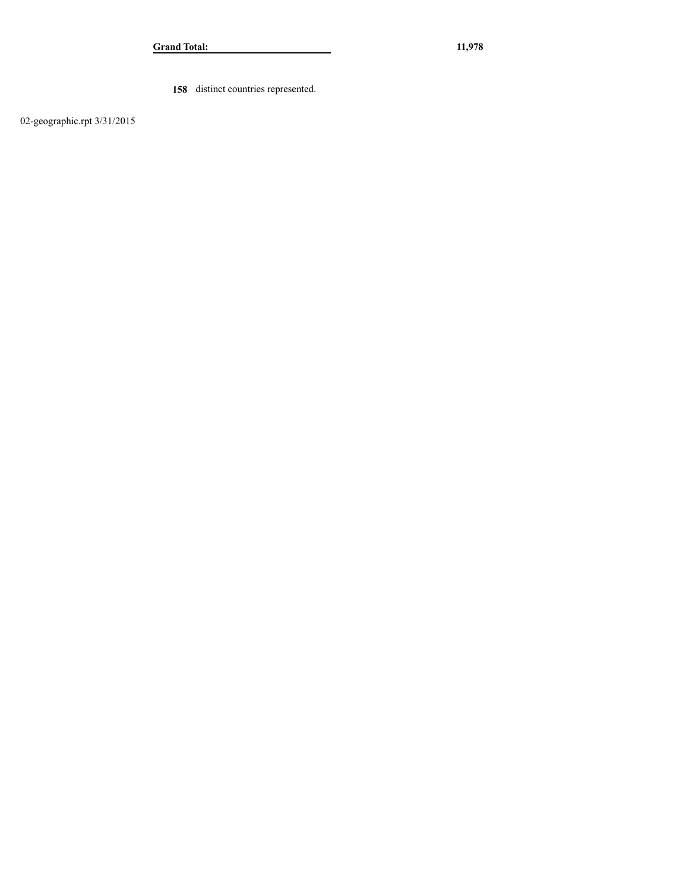| **Grand Total:** | **11,978** |
| --- | --- |

**158** distinct countries represented.

02-geographic.rpt 3/31/2015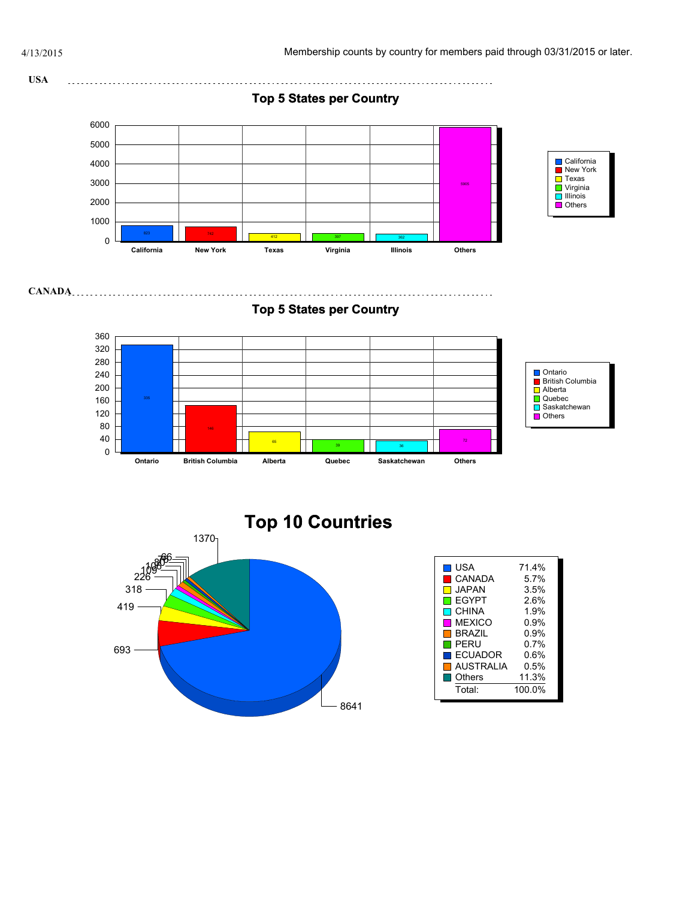4/13/2015

Membership counts by country for members paid through 03/31/2015 or later.

**USA**

## Top 5 States per Country

| State | Count |
|---|---|
| California | 823 |
| New York | 742 |
| Texas | 412 |
| Virginia | 397 |
| Illinois | 362 |
| Others | 5905 |

**CANADA**

## Top 5 States per Country

| Province | Count |
|---|---|
| Ontario | 335 |
| British Columbia | 148 |
| Alberta | 65 |
| Quebec | 39 |
| Saskatchewan | 36 |
| Others | 72 |

## Top 10 Countries

| Country | Percent |
|---|---|
| USA | 71.4% |
| CANADA | 5.7% |
| JAPAN | 3.5% |
| EGYPT | 2.6% |
| CHINA | 1.9% |
| MEXICO | 0.9% |
| BRAZIL | 0.9% |
| PERU | 0.7% |
| ECUADOR | 0.6% |
| AUSTRALIA | 0.5% |
| Others | 11.3% |
| Total: | 100.0% |

Pie chart labels: 8641, 693, 419, 318, 226, 109, 106, 80, 76, 66, 1370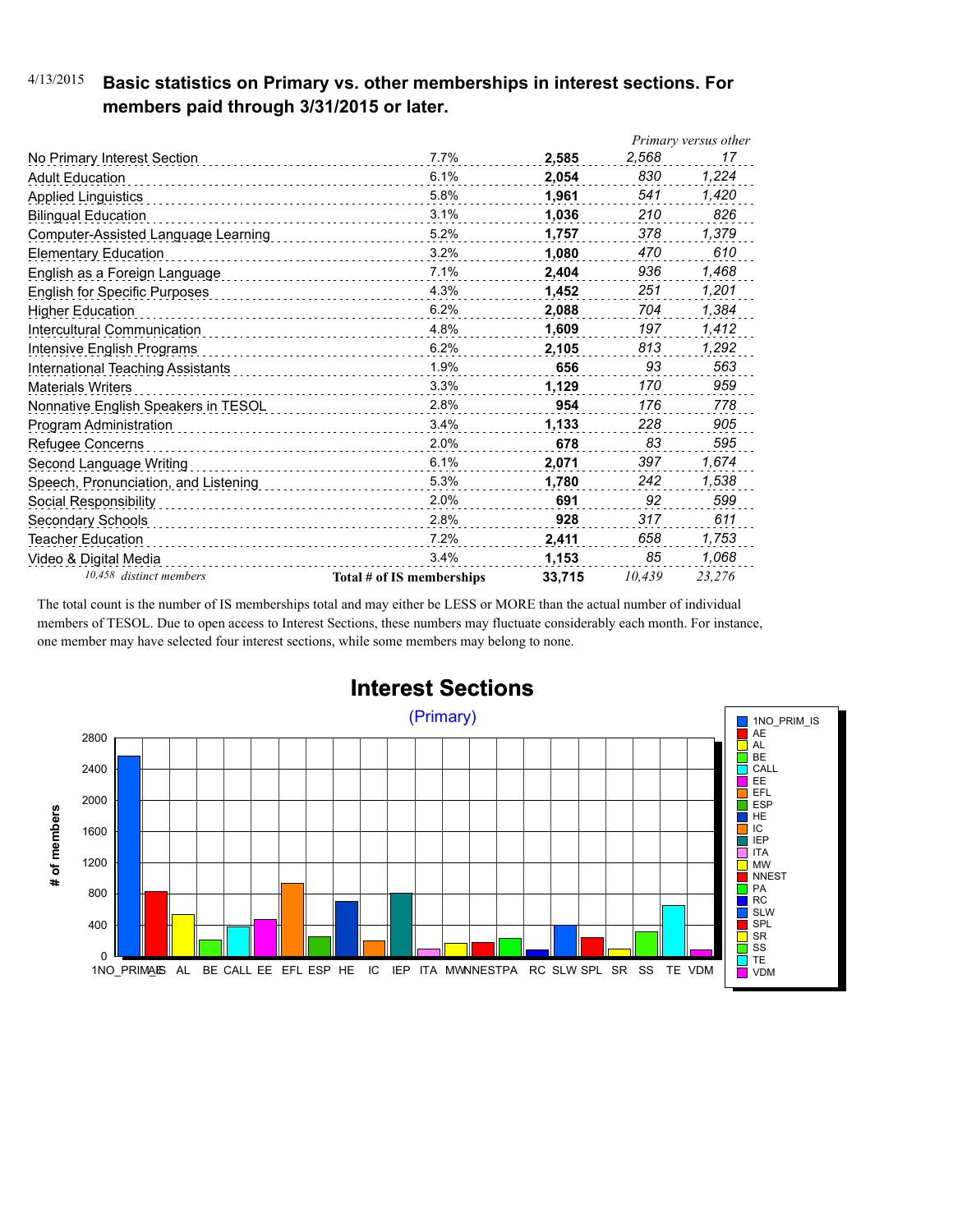4/13/2015

## Basic statistics on Primary vs. other memberships in interest sections. For members paid through 3/31/2015 or later.

| | | | Primary versus other | |
|---|---|---|---|---|
| No Primary Interest Section | 7.7% | **2,585** | 2,568 | 17 |
| Adult Education | 6.1% | **2,054** | 830 | 1,224 |
| Applied Linguistics | 5.8% | **1,961** | 541 | 1,420 |
| Bilingual Education | 3.1% | **1,036** | 210 | 826 |
| Computer-Assisted Language Learning | 5.2% | **1,757** | 378 | 1,379 |
| Elementary Education | 3.2% | **1,080** | 470 | 610 |
| English as a Foreign Language | 7.1% | **2,404** | 936 | 1,468 |
| English for Specific Purposes | 4.3% | **1,452** | 251 | 1,201 |
| Higher Education | 6.2% | **2,088** | 704 | 1,384 |
| Intercultural Communication | 4.8% | **1,609** | 197 | 1,412 |
| Intensive English Programs | 6.2% | **2,105** | 813 | 1,292 |
| International Teaching Assistants | 1.9% | **656** | 93 | 563 |
| Materials Writers | 3.3% | **1,129** | 170 | 959 |
| Nonnative English Speakers in TESOL | 2.8% | **954** | 176 | 778 |
| Program Administration | 3.4% | **1,133** | 228 | 905 |
| Refugee Concerns | 2.0% | **678** | 83 | 595 |
| Second Language Writing | 6.1% | **2,071** | 397 | 1,674 |
| Speech, Pronunciation, and Listening | 5.3% | **1,780** | 242 | 1,538 |
| Social Responsibility | 2.0% | **691** | 92 | 599 |
| Secondary Schools | 2.8% | **928** | 317 | 611 |
| Teacher Education | 7.2% | **2,411** | 658 | 1,753 |
| Video & Digital Media | 3.4% | **1,153** | 85 | 1,068 |
| *10,458 distinct members* | **Total # of IS memberships** | **33,715** | *10,439* | *23,276* |

The total count is the number of IS memberships total and may either be LESS or MORE than the actual number of individual members of TESOL. Due to open access to Interest Sections, these numbers may fluctuate considerably each month. For instance, one member may have selected four interest sections, while some members may belong to none.

## Interest Sections

(Primary)

| Interest Section | # of members (approx.) |
|---|---|
| 1NO_PRIM_IS | 2568 |
| AE | 830 |
| AL | 541 |
| BE | 210 |
| CALL | 378 |
| EE | 470 |
| EFL | 936 |
| ESP | 251 |
| HE | 704 |
| IC | 197 |
| IEP | 813 |
| ITA | 93 |
| MW | 170 |
| NNEST | 176 |
| PA | 228 |
| RC | 83 |
| SLW | 397 |
| SPL | 242 |
| SR | 92 |
| SS | 317 |
| TE | 658 |
| VDM | 85 |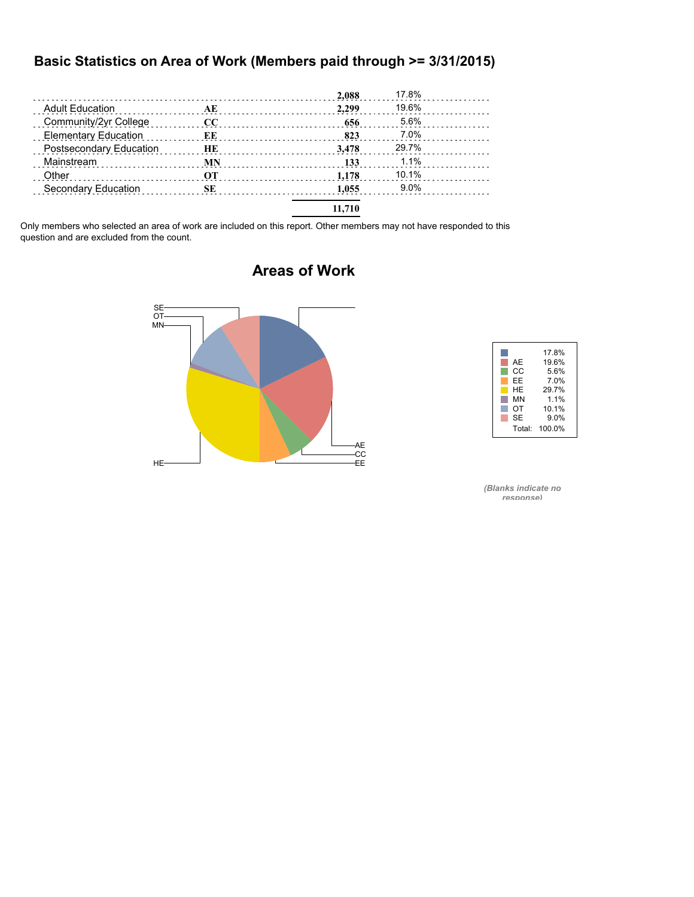# Basic Statistics on Area of Work (Members paid through >= 3/31/2015)

| | | | |
|---|---|---|---|
| | | **2,088** | 17.8% |
| Adult Education | **AE** | **2,299** | 19.6% |
| Community/2yr College | **CC** | **656** | 5.6% |
| Elementary Education | **EE** | **823** | 7.0% |
| Postsecondary Education | **HE** | **3,478** | 29.7% |
| Mainstream | **MN** | **133** | 1.1% |
| Other | **OT** | **1,178** | 10.1% |
| Secondary Education | **SE** | **1,055** | 9.0% |
| | | **11,710** | |

Only members who selected an area of work are included on this report. Other members may not have responded to this question and are excluded from the count.

## Areas of Work

| | |
|---|---|
| | 17.8% |
| AE | 19.6% |
| CC | 5.6% |
| EE | 7.0% |
| HE | 29.7% |
| MN | 1.1% |
| OT | 10.1% |
| SE | 9.0% |
| Total: | 100.0% |

*(Blanks indicate no response)*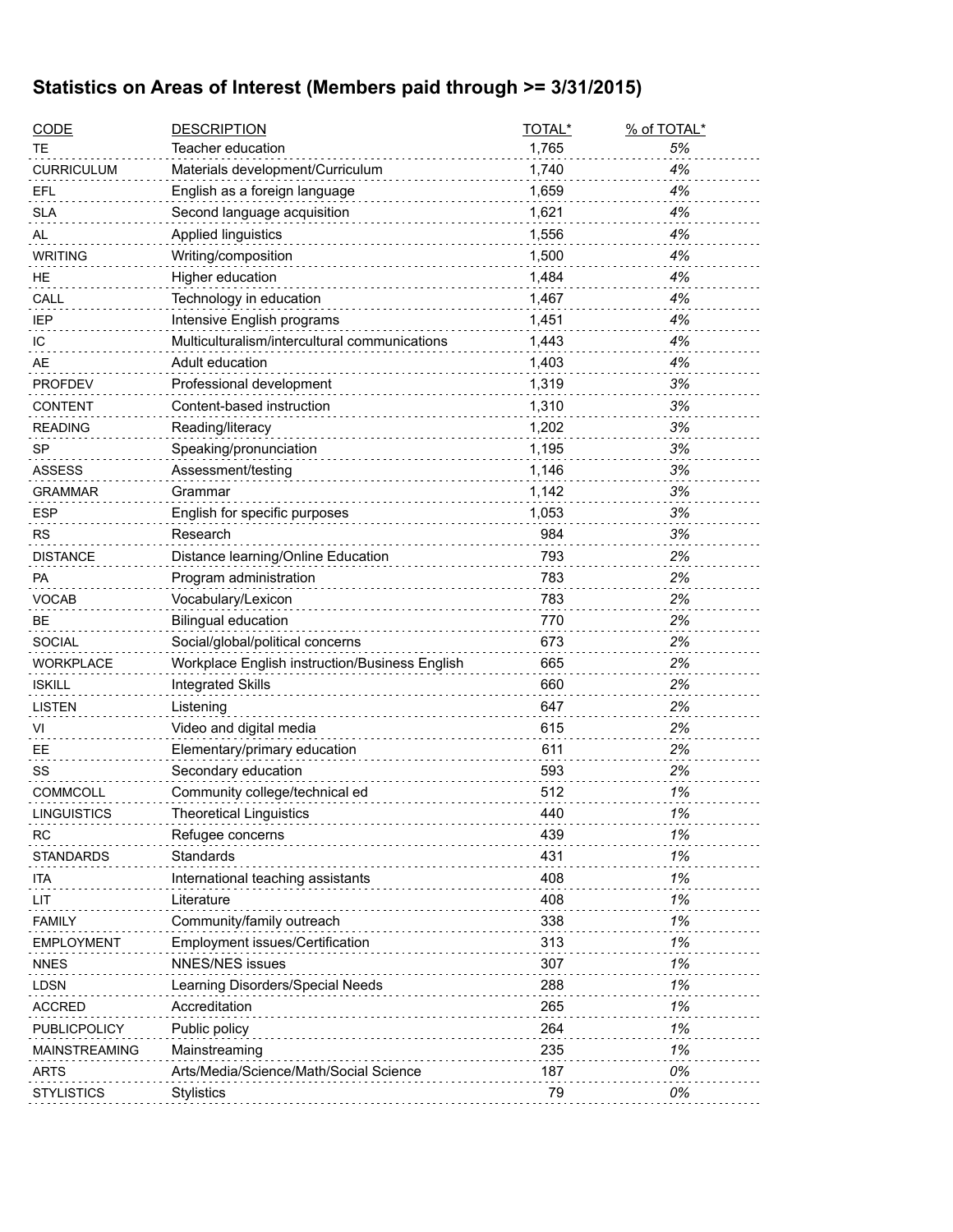## Statistics on Areas of Interest (Members paid through >= 3/31/2015)

| CODE | DESCRIPTION | TOTAL* | % of TOTAL* |
|---|---|---|---|
| TE | Teacher education | 1,765 | *5%* |
| CURRICULUM | Materials development/Curriculum | 1,740 | *4%* |
| EFL | English as a foreign language | 1,659 | *4%* |
| SLA | Second language acquisition | 1,621 | *4%* |
| AL | Applied linguistics | 1,556 | *4%* |
| WRITING | Writing/composition | 1,500 | *4%* |
| HE | Higher education | 1,484 | *4%* |
| CALL | Technology in education | 1,467 | *4%* |
| IEP | Intensive English programs | 1,451 | *4%* |
| IC | Multiculturalism/intercultural communications | 1,443 | *4%* |
| AE | Adult education | 1,403 | *4%* |
| PROFDEV | Professional development | 1,319 | *3%* |
| CONTENT | Content-based instruction | 1,310 | *3%* |
| READING | Reading/literacy | 1,202 | *3%* |
| SP | Speaking/pronunciation | 1,195 | *3%* |
| ASSESS | Assessment/testing | 1,146 | *3%* |
| GRAMMAR | Grammar | 1,142 | *3%* |
| ESP | English for specific purposes | 1,053 | *3%* |
| RS | Research | 984 | *3%* |
| DISTANCE | Distance learning/Online Education | 793 | *2%* |
| PA | Program administration | 783 | *2%* |
| VOCAB | Vocabulary/Lexicon | 783 | *2%* |
| BE | Bilingual education | 770 | *2%* |
| SOCIAL | Social/global/political concerns | 673 | *2%* |
| WORKPLACE | Workplace English instruction/Business English | 665 | *2%* |
| ISKILL | Integrated Skills | 660 | *2%* |
| LISTEN | Listening | 647 | *2%* |
| VI | Video and digital media | 615 | *2%* |
| EE | Elementary/primary education | 611 | *2%* |
| SS | Secondary education | 593 | *2%* |
| COMMCOLL | Community college/technical ed | 512 | *1%* |
| LINGUISTICS | Theoretical Linguistics | 440 | *1%* |
| RC | Refugee concerns | 439 | *1%* |
| STANDARDS | Standards | 431 | *1%* |
| ITA | International teaching assistants | 408 | *1%* |
| LIT | Literature | 408 | *1%* |
| FAMILY | Community/family outreach | 338 | *1%* |
| EMPLOYMENT | Employment issues/Certification | 313 | *1%* |
| NNES | NNES/NES issues | 307 | *1%* |
| LDSN | Learning Disorders/Special Needs | 288 | *1%* |
| ACCRED | Accreditation | 265 | *1%* |
| PUBLICPOLICY | Public policy | 264 | *1%* |
| MAINSTREAMING | Mainstreaming | 235 | *1%* |
| ARTS | Arts/Media/Science/Math/Social Science | 187 | *0%* |
| STYLISTICS | Stylistics | 79 | *0%* |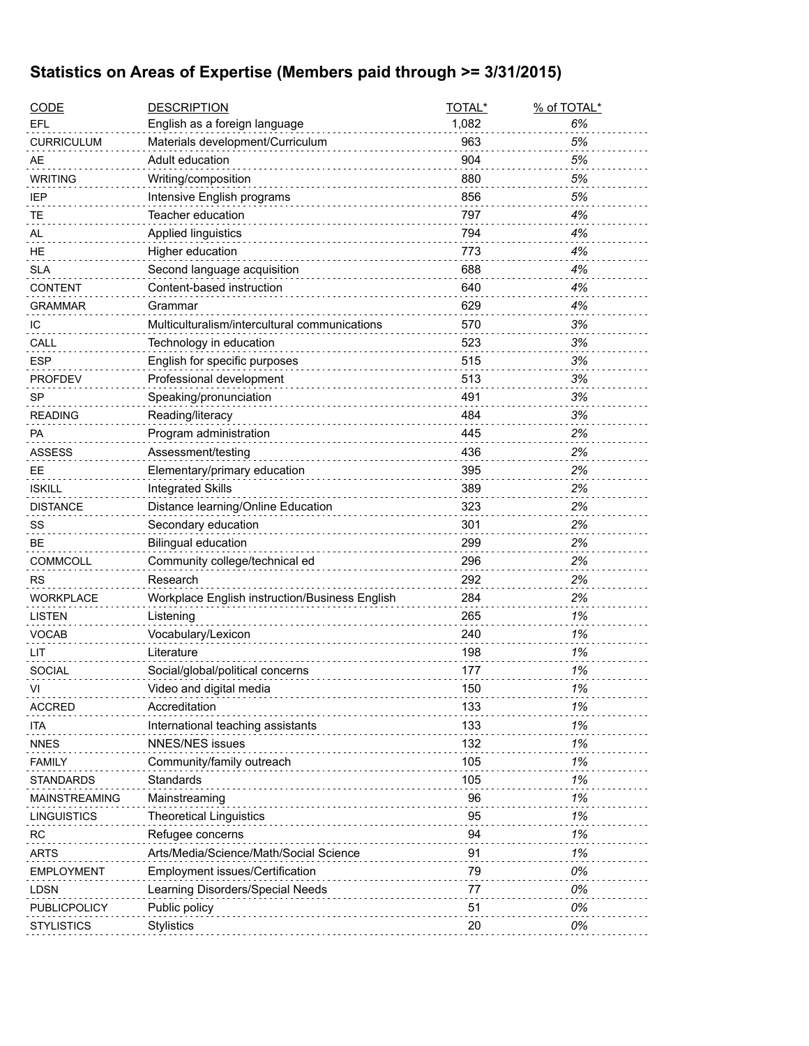## Statistics on Areas of Expertise (Members paid through >= 3/31/2015)

| CODE | DESCRIPTION | TOTAL* | % of TOTAL* |
|---|---|---|---|
| EFL | English as a foreign language | 1,082 | 6% |
| CURRICULUM | Materials development/Curriculum | 963 | 5% |
| AE | Adult education | 904 | 5% |
| WRITING | Writing/composition | 880 | 5% |
| IEP | Intensive English programs | 856 | 5% |
| TE | Teacher education | 797 | 4% |
| AL | Applied linguistics | 794 | 4% |
| HE | Higher education | 773 | 4% |
| SLA | Second language acquisition | 688 | 4% |
| CONTENT | Content-based instruction | 640 | 4% |
| GRAMMAR | Grammar | 629 | 4% |
| IC | Multiculturalism/intercultural communications | 570 | 3% |
| CALL | Technology in education | 523 | 3% |
| ESP | English for specific purposes | 515 | 3% |
| PROFDEV | Professional development | 513 | 3% |
| SP | Speaking/pronunciation | 491 | 3% |
| READING | Reading/literacy | 484 | 3% |
| PA | Program administration | 445 | 2% |
| ASSESS | Assessment/testing | 436 | 2% |
| EE | Elementary/primary education | 395 | 2% |
| ISKILL | Integrated Skills | 389 | 2% |
| DISTANCE | Distance learning/Online Education | 323 | 2% |
| SS | Secondary education | 301 | 2% |
| BE | Bilingual education | 299 | 2% |
| COMMCOLL | Community college/technical ed | 296 | 2% |
| RS | Research | 292 | 2% |
| WORKPLACE | Workplace English instruction/Business English | 284 | 2% |
| LISTEN | Listening | 265 | 1% |
| VOCAB | Vocabulary/Lexicon | 240 | 1% |
| LIT | Literature | 198 | 1% |
| SOCIAL | Social/global/political concerns | 177 | 1% |
| VI | Video and digital media | 150 | 1% |
| ACCRED | Accreditation | 133 | 1% |
| ITA | International teaching assistants | 133 | 1% |
| NNES | NNES/NES issues | 132 | 1% |
| FAMILY | Community/family outreach | 105 | 1% |
| STANDARDS | Standards | 105 | 1% |
| MAINSTREAMING | Mainstreaming | 96 | 1% |
| LINGUISTICS | Theoretical Linguistics | 95 | 1% |
| RC | Refugee concerns | 94 | 1% |
| ARTS | Arts/Media/Science/Math/Social Science | 91 | 1% |
| EMPLOYMENT | Employment issues/Certification | 79 | 0% |
| LDSN | Learning Disorders/Special Needs | 77 | 0% |
| PUBLICPOLICY | Public policy | 51 | 0% |
| STYLISTICS | Stylistics | 20 | 0% |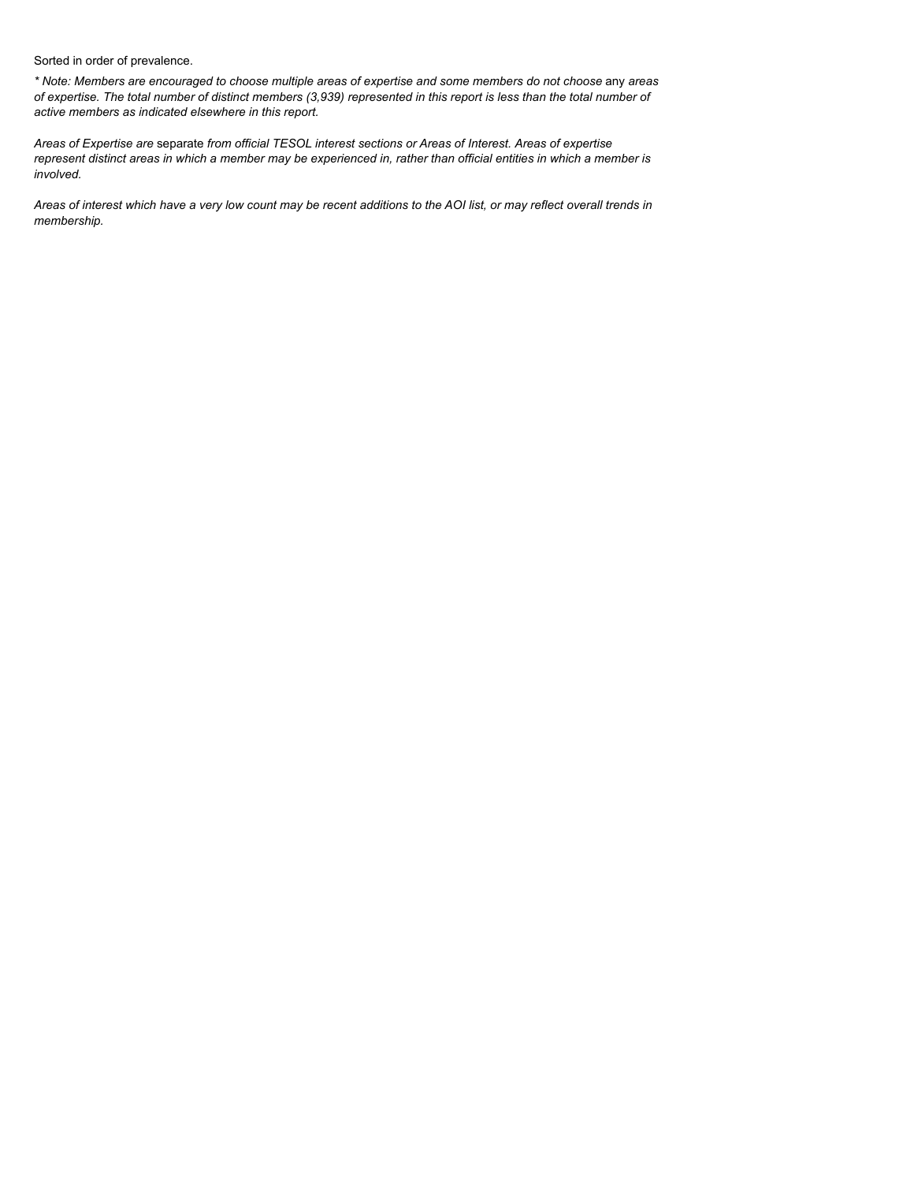Sorted in order of prevalence.

*\* Note: Members are encouraged to choose multiple areas of expertise and some members do not choose* any *areas of expertise. The total number of distinct members (3,939) represented in this report is less than the total number of active members as indicated elsewhere in this report.*

*Areas of Expertise are* separate *from official TESOL interest sections or Areas of Interest. Areas of expertise represent distinct areas in which a member may be experienced in, rather than official entities in which a member is involved.*

*Areas of interest which have a very low count may be recent additions to the AOI list, or may reflect overall trends in membership.*